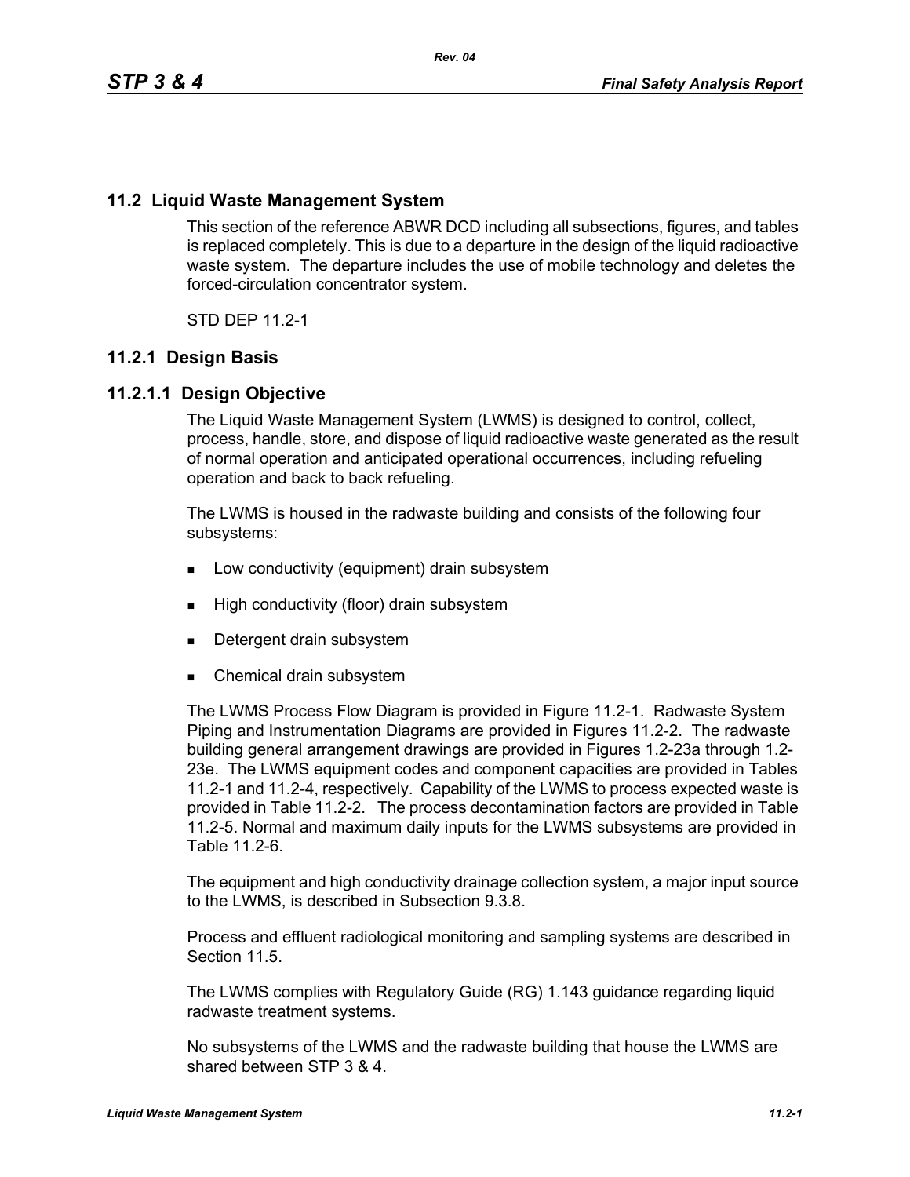## 11.2 Liquid Waste Management System

This section of the reference ABWR DCD including all subsections, figures, and tables is replaced completely. This is due to a departure in the design of the liquid radioactive waste system. The departure includes the use of mobile technology and deletes the forced-circulation concentrator system.

STD DEP 11.2-1

### 11.2.1 Design Basis

#### 11.2.1.1 Design Objective

The Liquid Waste Management System (LWMS) is designed to control, collect, process, handle, store, and dispose of liquid radioactive waste generated as the result of normal operation and anticipated operational occurrences, including refueling operation and back to back refueling.

The LWMS is housed in the radwaste building and consists of the following four subsystems:

- Low conductivity (equipment) drain subsystem
- High conductivity (floor) drain subsystem
- Detergent drain subsystem
- Chemical drain subsystem

The LWMS Process Flow Diagram is provided in Figure 11.2-1. Radwaste System Piping and Instrumentation Diagrams are provided in Figures 11.2-2. The radwaste building general arrangement drawings are provided in Figures 1.2-23a through 1.2-23e. The LWMS equipment codes and component capacities are provided in Tables 11.2-1 and 11.2-4, respectively. Capability of the LWMS to process expected waste is provided in Table 11.2-2. The process decontamination factors are provided in Table 11.2-5. Normal and maximum daily inputs for the LWMS subsystems are provided in Table 11.2-6.

The equipment and high conductivity drainage collection system, a major input source to the LWMS, is described in Subsection 9.3.8.

Process and effluent radiological monitoring and sampling systems are described in Section 11.5.

The LWMS complies with Regulatory Guide (RG) 1.143 guidance regarding liquid radwaste treatment systems.

No subsystems of the LWMS and the radwaste building that house the LWMS are shared between STP 3 & 4.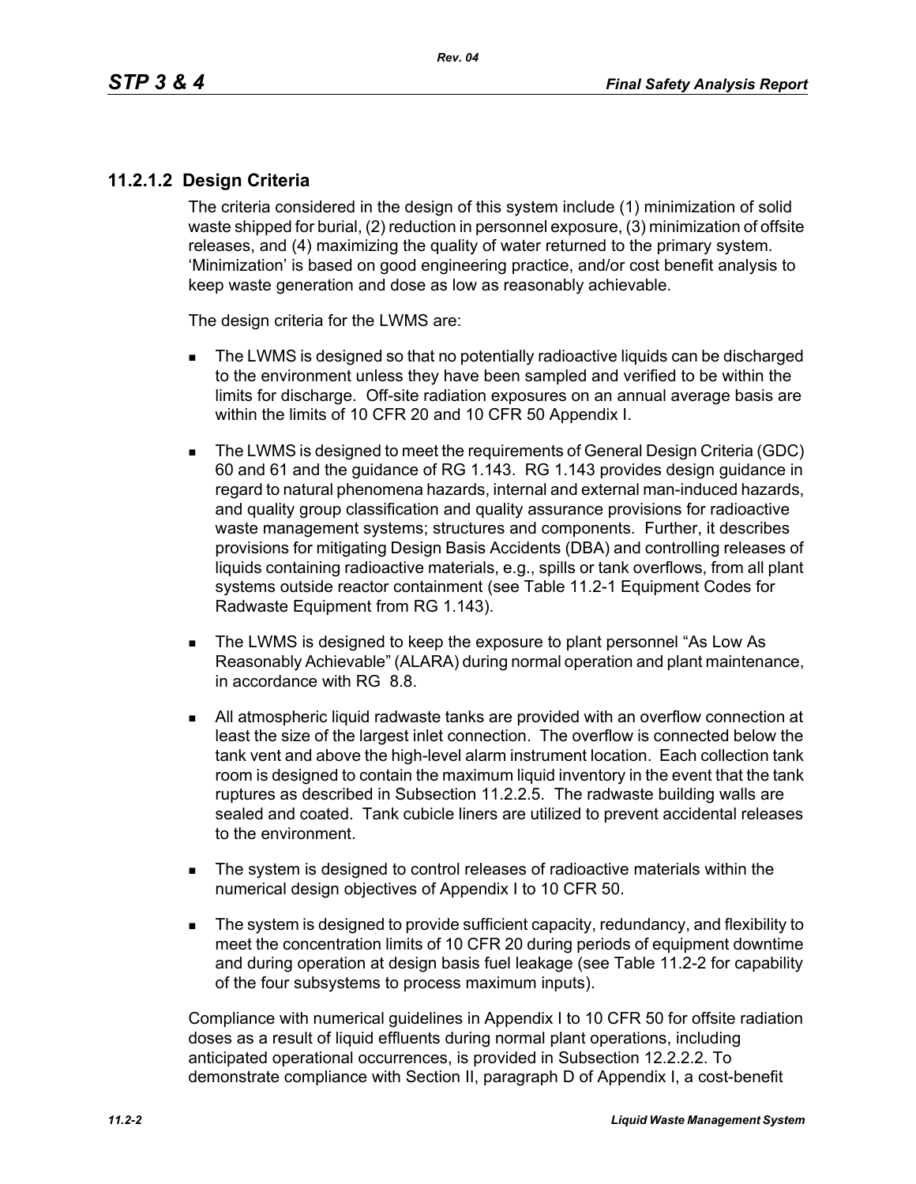### 11.2.1.2 Design Criteria

The criteria considered in the design of this system include (1) minimization of solid waste shipped for burial, (2) reduction in personnel exposure, (3) minimization of offsite releases, and (4) maximizing the quality of water returned to the primary system. 'Minimization' is based on good engineering practice, and/or cost benefit analysis to keep waste generation and dose as low as reasonably achievable.

The design criteria for the LWMS are:

- The LWMS is designed so that no potentially radioactive liquids can be discharged to the environment unless they have been sampled and verified to be within the limits for discharge. Off-site radiation exposures on an annual average basis are within the limits of 10 CFR 20 and 10 CFR 50 Appendix I.
- The LWMS is designed to meet the requirements of General Design Criteria (GDC) 60 and 61 and the guidance of RG 1.143. RG 1.143 provides design guidance in regard to natural phenomena hazards, internal and external man-induced hazards, and quality group classification and quality assurance provisions for radioactive waste management systems; structures and components. Further, it describes provisions for mitigating Design Basis Accidents (DBA) and controlling releases of liquids containing radioactive materials, e.g., spills or tank overflows, from all plant systems outside reactor containment (see Table 11.2-1 Equipment Codes for Radwaste Equipment from RG 1.143).
- The LWMS is designed to keep the exposure to plant personnel "As Low As Reasonably Achievable" (ALARA) during normal operation and plant maintenance, in accordance with RG 8.8.
- All atmospheric liquid radwaste tanks are provided with an overflow connection at least the size of the largest inlet connection. The overflow is connected below the tank vent and above the high-level alarm instrument location. Each collection tank room is designed to contain the maximum liquid inventory in the event that the tank ruptures as described in Subsection 11.2.2.5. The radwaste building walls are sealed and coated. Tank cubicle liners are utilized to prevent accidental releases to the environment.
- The system is designed to control releases of radioactive materials within the numerical design objectives of Appendix I to 10 CFR 50.
- The system is designed to provide sufficient capacity, redundancy, and flexibility to meet the concentration limits of 10 CFR 20 during periods of equipment downtime and during operation at design basis fuel leakage (see Table 11.2-2 for capability of the four subsystems to process maximum inputs).

Compliance with numerical guidelines in Appendix I to 10 CFR 50 for offsite radiation doses as a result of liquid effluents during normal plant operations, including anticipated operational occurrences, is provided in Subsection 12.2.2.2. To demonstrate compliance with Section II, paragraph D of Appendix I, a cost-benefit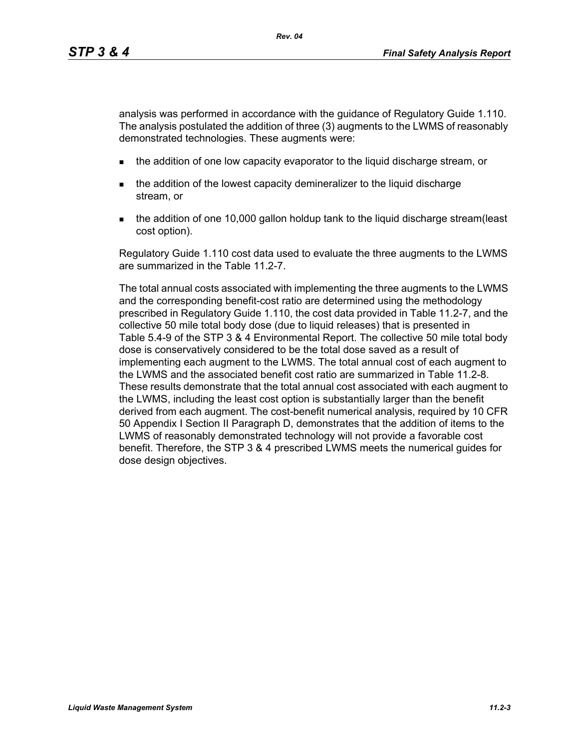analysis was performed in accordance with the guidance of Regulatory Guide 1.110. The analysis postulated the addition of three (3) augments to the LWMS of reasonably demonstrated technologies. These augments were:

- the addition of one low capacity evaporator to the liquid discharge stream, or
- the addition of the lowest capacity demineralizer to the liquid discharge stream, or
- the addition of one 10,000 gallon holdup tank to the liquid discharge stream(least cost option).

Regulatory Guide 1.110 cost data used to evaluate the three augments to the LWMS are summarized in the Table 11.2-7.

The total annual costs associated with implementing the three augments to the LWMS and the corresponding benefit-cost ratio are determined using the methodology prescribed in Regulatory Guide 1.110, the cost data provided in Table 11.2-7, and the collective 50 mile total body dose (due to liquid releases) that is presented in Table 5.4-9 of the STP 3 & 4 Environmental Report. The collective 50 mile total body dose is conservatively considered to be the total dose saved as a result of implementing each augment to the LWMS. The total annual cost of each augment to the LWMS and the associated benefit cost ratio are summarized in Table 11.2-8. These results demonstrate that the total annual cost associated with each augment to the LWMS, including the least cost option is substantially larger than the benefit derived from each augment. The cost-benefit numerical analysis, required by 10 CFR 50 Appendix I Section II Paragraph D, demonstrates that the addition of items to the LWMS of reasonably demonstrated technology will not provide a favorable cost benefit. Therefore, the STP 3 & 4 prescribed LWMS meets the numerical guides for dose design objectives.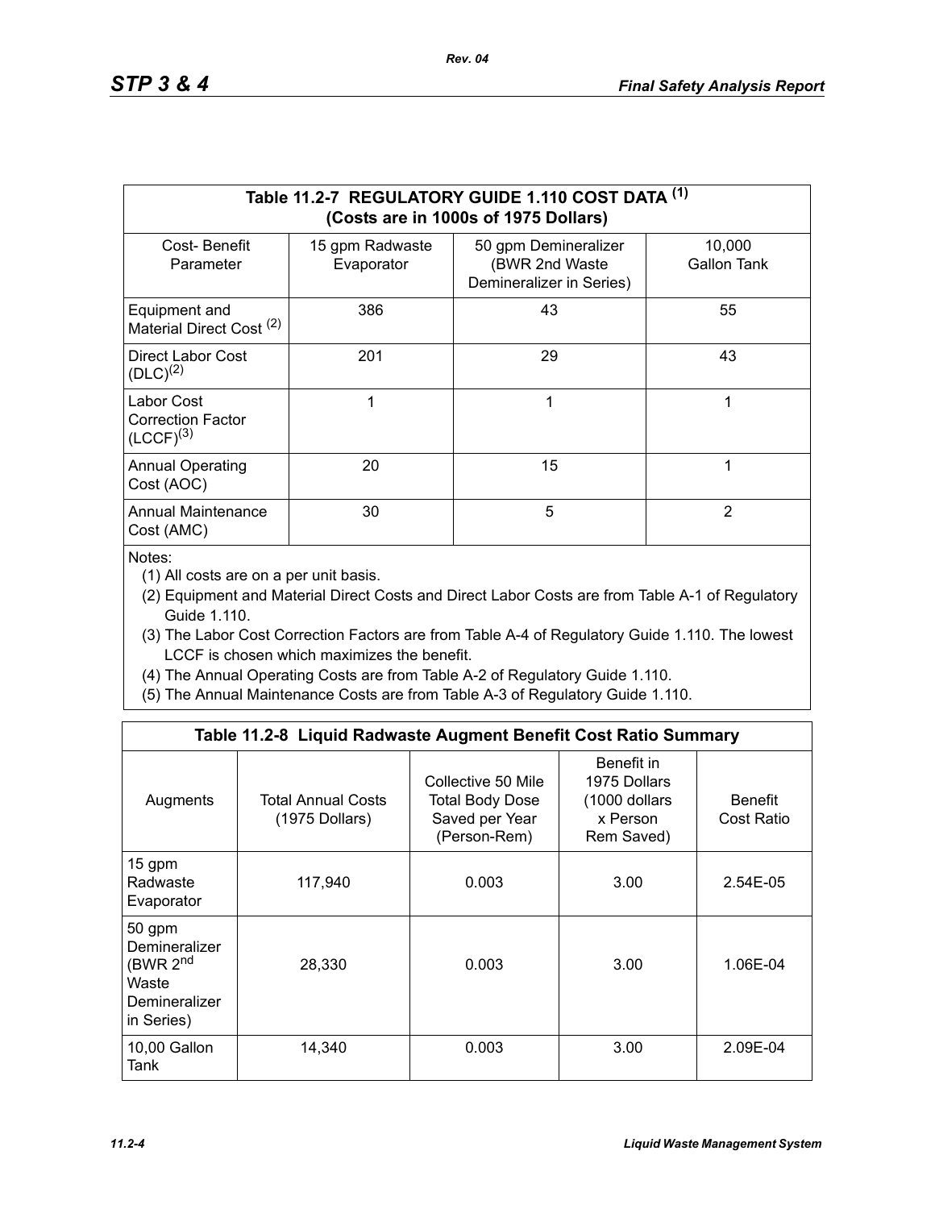| Table 11.2-7 REGULATORY GUIDE 1.110 COST DATA (1) (Costs are in 1000s of 1975 Dollars) | | | |
|---|---|---|---|
| Cost- Benefit Parameter | 15 gpm Radwaste Evaporator | 50 gpm Demineralizer (BWR 2nd Waste Demineralizer in Series) | 10,000 Gallon Tank |
| Equipment and Material Direct Cost (2) | 386 | 43 | 55 |
| Direct Labor Cost (DLC)(2) | 201 | 29 | 43 |
| Labor Cost Correction Factor (LCCF)(3) | 1 | 1 | 1 |
| Annual Operating Cost (AOC) | 20 | 15 | 1 |
| Annual Maintenance Cost (AMC) | 30 | 5 | 2 |

Notes:

(1) All costs are on a per unit basis.

(2) Equipment and Material Direct Costs and Direct Labor Costs are from Table A-1 of Regulatory Guide 1.110.

(3) The Labor Cost Correction Factors are from Table A-4 of Regulatory Guide 1.110. The lowest LCCF is chosen which maximizes the benefit.

(4) The Annual Operating Costs are from Table A-2 of Regulatory Guide 1.110.

(5) The Annual Maintenance Costs are from Table A-3 of Regulatory Guide 1.110.

**Table 11.2-8 Liquid Radwaste Augment Benefit Cost Ratio Summary**

| Augments | Total Annual Costs (1975 Dollars) | Collective 50 Mile Total Body Dose Saved per Year (Person-Rem) | Benefit in 1975 Dollars (1000 dollars x Person Rem Saved) | Benefit Cost Ratio |
|---|---|---|---|---|
| 15 gpm Radwaste Evaporator | 117,940 | 0.003 | 3.00 | 2.54E-05 |
| 50 gpm Demineralizer (BWR 2nd Waste Demineralizer in Series) | 28,330 | 0.003 | 3.00 | 1.06E-04 |
| 10,00 Gallon Tank | 14,340 | 0.003 | 3.00 | 2.09E-04 |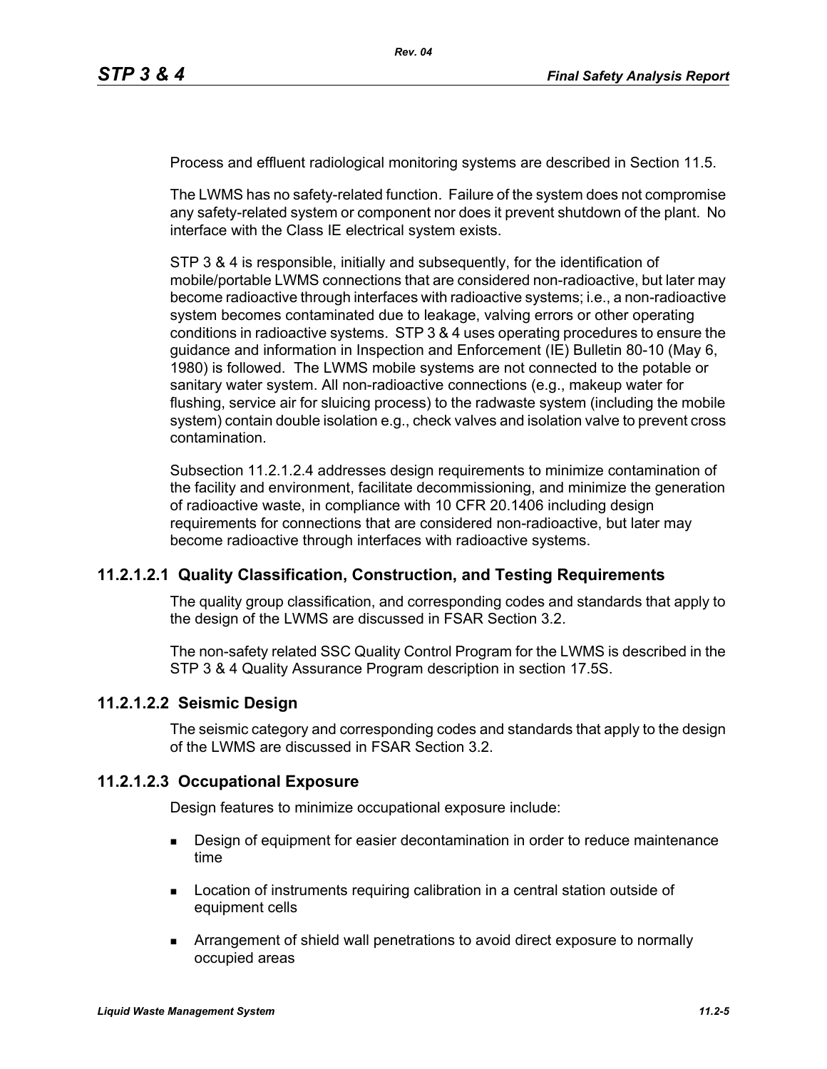Process and effluent radiological monitoring systems are described in Section 11.5.

The LWMS has no safety-related function. Failure of the system does not compromise any safety-related system or component nor does it prevent shutdown of the plant. No interface with the Class IE electrical system exists.

STP 3 & 4 is responsible, initially and subsequently, for the identification of mobile/portable LWMS connections that are considered non-radioactive, but later may become radioactive through interfaces with radioactive systems; i.e., a non-radioactive system becomes contaminated due to leakage, valving errors or other operating conditions in radioactive systems. STP 3 & 4 uses operating procedures to ensure the guidance and information in Inspection and Enforcement (IE) Bulletin 80-10 (May 6, 1980) is followed. The LWMS mobile systems are not connected to the potable or sanitary water system. All non-radioactive connections (e.g., makeup water for flushing, service air for sluicing process) to the radwaste system (including the mobile system) contain double isolation e.g., check valves and isolation valve to prevent cross contamination.

Subsection 11.2.1.2.4 addresses design requirements to minimize contamination of the facility and environment, facilitate decommissioning, and minimize the generation of radioactive waste, in compliance with 10 CFR 20.1406 including design requirements for connections that are considered non-radioactive, but later may become radioactive through interfaces with radioactive systems.

### 11.2.1.2.1 Quality Classification, Construction, and Testing Requirements

The quality group classification, and corresponding codes and standards that apply to the design of the LWMS are discussed in FSAR Section 3.2.

The non-safety related SSC Quality Control Program for the LWMS is described in the STP 3 & 4 Quality Assurance Program description in section 17.5S.

### 11.2.1.2.2 Seismic Design

The seismic category and corresponding codes and standards that apply to the design of the LWMS are discussed in FSAR Section 3.2.

### 11.2.1.2.3 Occupational Exposure

Design features to minimize occupational exposure include:

- Design of equipment for easier decontamination in order to reduce maintenance time
- Location of instruments requiring calibration in a central station outside of equipment cells
- Arrangement of shield wall penetrations to avoid direct exposure to normally occupied areas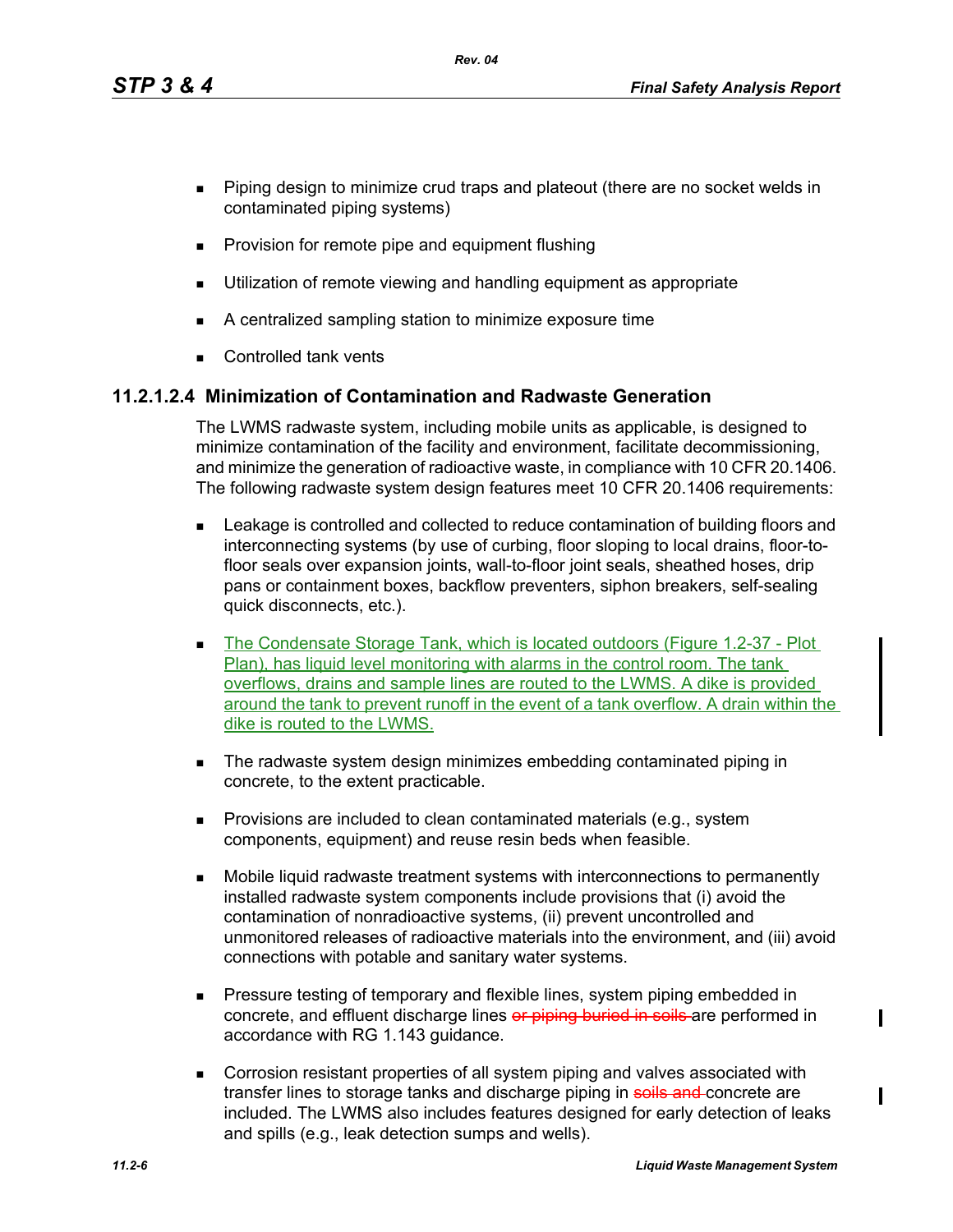- Piping design to minimize crud traps and plateout (there are no socket welds in contaminated piping systems)
- Provision for remote pipe and equipment flushing
- Utilization of remote viewing and handling equipment as appropriate
- A centralized sampling station to minimize exposure time
- Controlled tank vents

### 11.2.1.2.4 Minimization of Contamination and Radwaste Generation

The LWMS radwaste system, including mobile units as applicable, is designed to minimize contamination of the facility and environment, facilitate decommissioning, and minimize the generation of radioactive waste, in compliance with 10 CFR 20.1406. The following radwaste system design features meet 10 CFR 20.1406 requirements:

- Leakage is controlled and collected to reduce contamination of building floors and interconnecting systems (by use of curbing, floor sloping to local drains, floor-to-floor seals over expansion joints, wall-to-floor joint seals, sheathed hoses, drip pans or containment boxes, backflow preventers, siphon breakers, self-sealing quick disconnects, etc.).
- The Condensate Storage Tank, which is located outdoors (Figure 1.2-37 - Plot Plan), has liquid level monitoring with alarms in the control room. The tank overflows, drains and sample lines are routed to the LWMS. A dike is provided around the tank to prevent runoff in the event of a tank overflow. A drain within the dike is routed to the LWMS.
- The radwaste system design minimizes embedding contaminated piping in concrete, to the extent practicable.
- Provisions are included to clean contaminated materials (e.g., system components, equipment) and reuse resin beds when feasible.
- Mobile liquid radwaste treatment systems with interconnections to permanently installed radwaste system components include provisions that (i) avoid the contamination of nonradioactive systems, (ii) prevent uncontrolled and unmonitored releases of radioactive materials into the environment, and (iii) avoid connections with potable and sanitary water systems.
- Pressure testing of temporary and flexible lines, system piping embedded in concrete, and effluent discharge lines ~~or piping buried in soils~~ are performed in accordance with RG 1.143 guidance.
- Corrosion resistant properties of all system piping and valves associated with transfer lines to storage tanks and discharge piping in ~~soils and~~ concrete are included. The LWMS also includes features designed for early detection of leaks and spills (e.g., leak detection sumps and wells).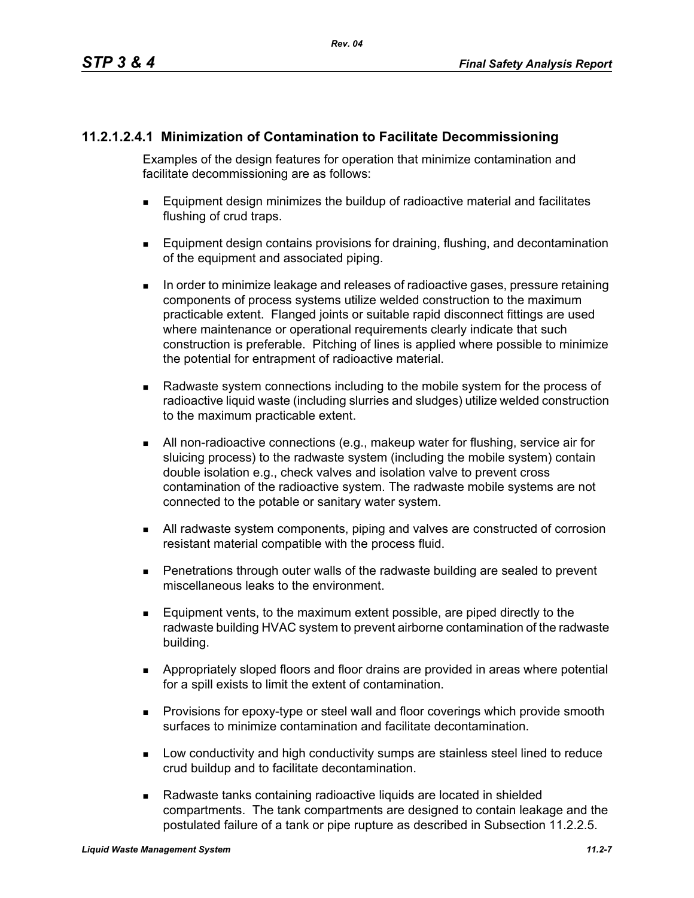#### 11.2.1.2.4.1 Minimization of Contamination to Facilitate Decommissioning

Examples of the design features for operation that minimize contamination and facilitate decommissioning are as follows:

- Equipment design minimizes the buildup of radioactive material and facilitates flushing of crud traps.
- Equipment design contains provisions for draining, flushing, and decontamination of the equipment and associated piping.
- In order to minimize leakage and releases of radioactive gases, pressure retaining components of process systems utilize welded construction to the maximum practicable extent. Flanged joints or suitable rapid disconnect fittings are used where maintenance or operational requirements clearly indicate that such construction is preferable. Pitching of lines is applied where possible to minimize the potential for entrapment of radioactive material.
- Radwaste system connections including to the mobile system for the process of radioactive liquid waste (including slurries and sludges) utilize welded construction to the maximum practicable extent.
- All non-radioactive connections (e.g., makeup water for flushing, service air for sluicing process) to the radwaste system (including the mobile system) contain double isolation e.g., check valves and isolation valve to prevent cross contamination of the radioactive system. The radwaste mobile systems are not connected to the potable or sanitary water system.
- All radwaste system components, piping and valves are constructed of corrosion resistant material compatible with the process fluid.
- Penetrations through outer walls of the radwaste building are sealed to prevent miscellaneous leaks to the environment.
- Equipment vents, to the maximum extent possible, are piped directly to the radwaste building HVAC system to prevent airborne contamination of the radwaste building.
- Appropriately sloped floors and floor drains are provided in areas where potential for a spill exists to limit the extent of contamination.
- Provisions for epoxy-type or steel wall and floor coverings which provide smooth surfaces to minimize contamination and facilitate decontamination.
- Low conductivity and high conductivity sumps are stainless steel lined to reduce crud buildup and to facilitate decontamination.
- Radwaste tanks containing radioactive liquids are located in shielded compartments. The tank compartments are designed to contain leakage and the postulated failure of a tank or pipe rupture as described in Subsection 11.2.2.5.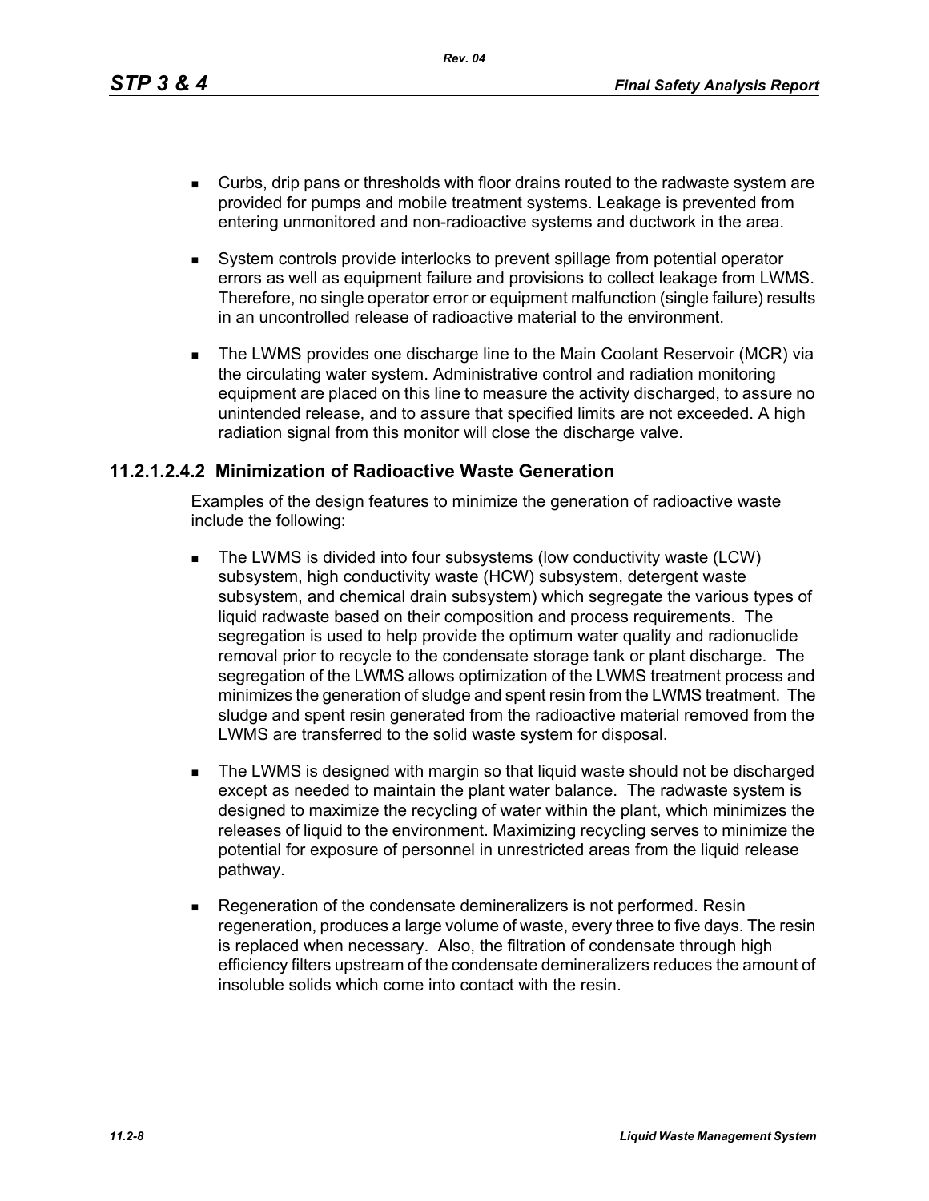- Curbs, drip pans or thresholds with floor drains routed to the radwaste system are provided for pumps and mobile treatment systems. Leakage is prevented from entering unmonitored and non-radioactive systems and ductwork in the area.

- System controls provide interlocks to prevent spillage from potential operator errors as well as equipment failure and provisions to collect leakage from LWMS. Therefore, no single operator error or equipment malfunction (single failure) results in an uncontrolled release of radioactive material to the environment.

- The LWMS provides one discharge line to the Main Coolant Reservoir (MCR) via the circulating water system. Administrative control and radiation monitoring equipment are placed on this line to measure the activity discharged, to assure no unintended release, and to assure that specified limits are not exceeded. A high radiation signal from this monitor will close the discharge valve.

### 11.2.1.2.4.2 Minimization of Radioactive Waste Generation

Examples of the design features to minimize the generation of radioactive waste include the following:

- The LWMS is divided into four subsystems (low conductivity waste (LCW) subsystem, high conductivity waste (HCW) subsystem, detergent waste subsystem, and chemical drain subsystem) which segregate the various types of liquid radwaste based on their composition and process requirements. The segregation is used to help provide the optimum water quality and radionuclide removal prior to recycle to the condensate storage tank or plant discharge. The segregation of the LWMS allows optimization of the LWMS treatment process and minimizes the generation of sludge and spent resin from the LWMS treatment. The sludge and spent resin generated from the radioactive material removed from the LWMS are transferred to the solid waste system for disposal.

- The LWMS is designed with margin so that liquid waste should not be discharged except as needed to maintain the plant water balance. The radwaste system is designed to maximize the recycling of water within the plant, which minimizes the releases of liquid to the environment. Maximizing recycling serves to minimize the potential for exposure of personnel in unrestricted areas from the liquid release pathway.

- Regeneration of the condensate demineralizers is not performed. Resin regeneration, produces a large volume of waste, every three to five days. The resin is replaced when necessary. Also, the filtration of condensate through high efficiency filters upstream of the condensate demineralizers reduces the amount of insoluble solids which come into contact with the resin.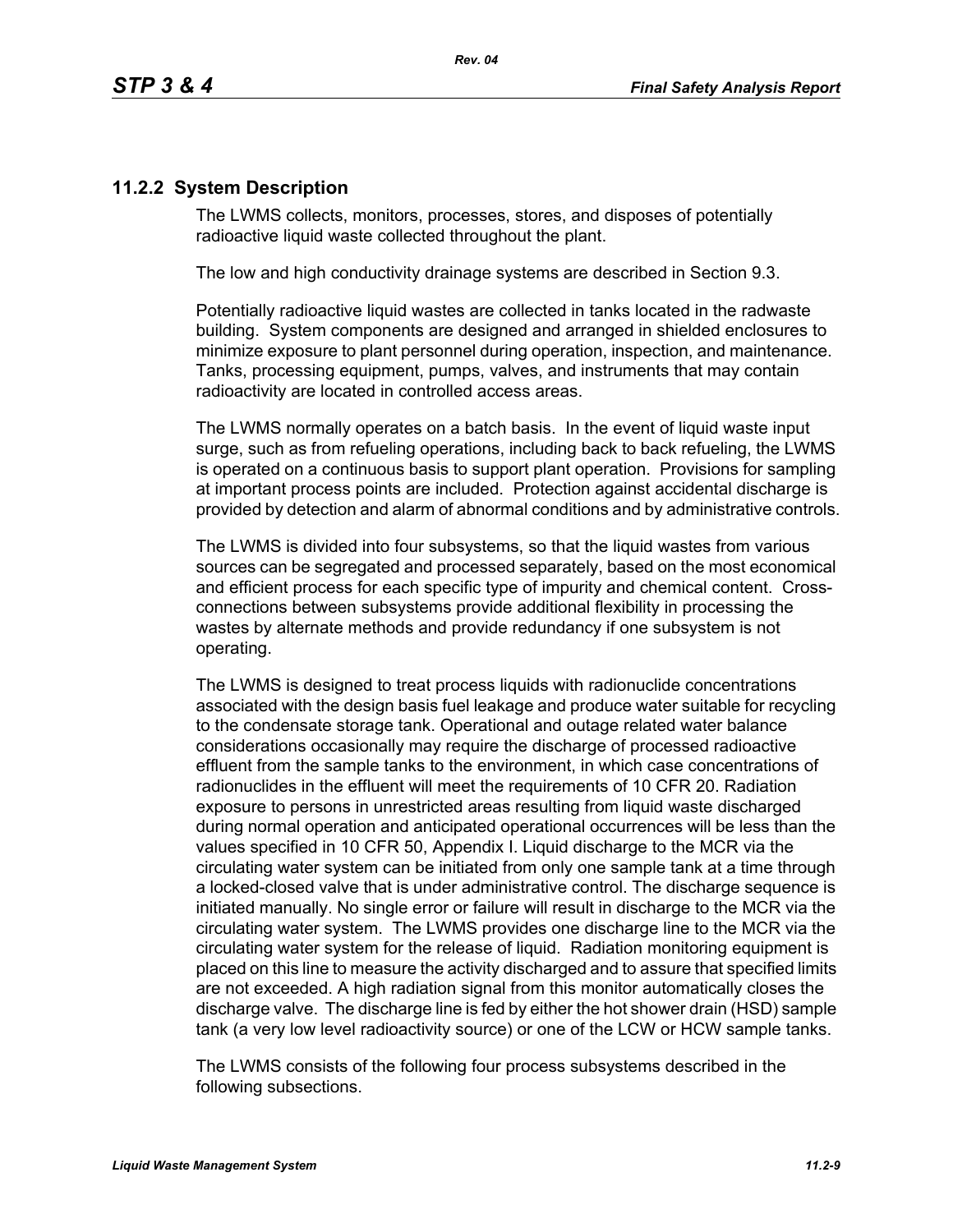### 11.2.2 System Description

The LWMS collects, monitors, processes, stores, and disposes of potentially radioactive liquid waste collected throughout the plant.

The low and high conductivity drainage systems are described in Section 9.3.

Potentially radioactive liquid wastes are collected in tanks located in the radwaste building. System components are designed and arranged in shielded enclosures to minimize exposure to plant personnel during operation, inspection, and maintenance. Tanks, processing equipment, pumps, valves, and instruments that may contain radioactivity are located in controlled access areas.

The LWMS normally operates on a batch basis. In the event of liquid waste input surge, such as from refueling operations, including back to back refueling, the LWMS is operated on a continuous basis to support plant operation. Provisions for sampling at important process points are included. Protection against accidental discharge is provided by detection and alarm of abnormal conditions and by administrative controls.

The LWMS is divided into four subsystems, so that the liquid wastes from various sources can be segregated and processed separately, based on the most economical and efficient process for each specific type of impurity and chemical content. Cross-connections between subsystems provide additional flexibility in processing the wastes by alternate methods and provide redundancy if one subsystem is not operating.

The LWMS is designed to treat process liquids with radionuclide concentrations associated with the design basis fuel leakage and produce water suitable for recycling to the condensate storage tank. Operational and outage related water balance considerations occasionally may require the discharge of processed radioactive effluent from the sample tanks to the environment, in which case concentrations of radionuclides in the effluent will meet the requirements of 10 CFR 20. Radiation exposure to persons in unrestricted areas resulting from liquid waste discharged during normal operation and anticipated operational occurrences will be less than the values specified in 10 CFR 50, Appendix I. Liquid discharge to the MCR via the circulating water system can be initiated from only one sample tank at a time through a locked-closed valve that is under administrative control. The discharge sequence is initiated manually. No single error or failure will result in discharge to the MCR via the circulating water system. The LWMS provides one discharge line to the MCR via the circulating water system for the release of liquid. Radiation monitoring equipment is placed on this line to measure the activity discharged and to assure that specified limits are not exceeded. A high radiation signal from this monitor automatically closes the discharge valve. The discharge line is fed by either the hot shower drain (HSD) sample tank (a very low level radioactivity source) or one of the LCW or HCW sample tanks.

The LWMS consists of the following four process subsystems described in the following subsections.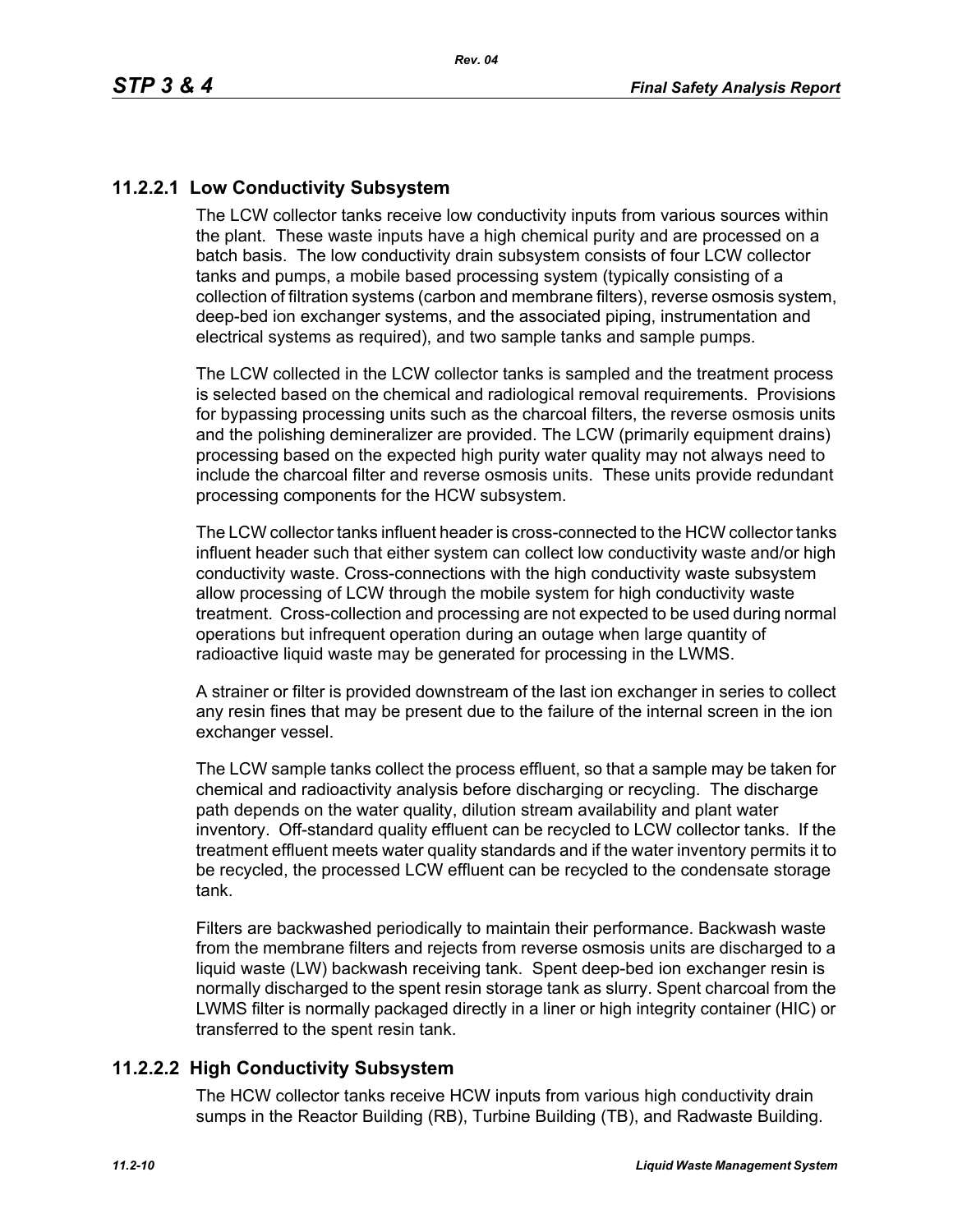### 11.2.2.1 Low Conductivity Subsystem

The LCW collector tanks receive low conductivity inputs from various sources within the plant. These waste inputs have a high chemical purity and are processed on a batch basis. The low conductivity drain subsystem consists of four LCW collector tanks and pumps, a mobile based processing system (typically consisting of a collection of filtration systems (carbon and membrane filters), reverse osmosis system, deep-bed ion exchanger systems, and the associated piping, instrumentation and electrical systems as required), and two sample tanks and sample pumps.

The LCW collected in the LCW collector tanks is sampled and the treatment process is selected based on the chemical and radiological removal requirements. Provisions for bypassing processing units such as the charcoal filters, the reverse osmosis units and the polishing demineralizer are provided. The LCW (primarily equipment drains) processing based on the expected high purity water quality may not always need to include the charcoal filter and reverse osmosis units. These units provide redundant processing components for the HCW subsystem.

The LCW collector tanks influent header is cross-connected to the HCW collector tanks influent header such that either system can collect low conductivity waste and/or high conductivity waste. Cross-connections with the high conductivity waste subsystem allow processing of LCW through the mobile system for high conductivity waste treatment. Cross-collection and processing are not expected to be used during normal operations but infrequent operation during an outage when large quantity of radioactive liquid waste may be generated for processing in the LWMS.

A strainer or filter is provided downstream of the last ion exchanger in series to collect any resin fines that may be present due to the failure of the internal screen in the ion exchanger vessel.

The LCW sample tanks collect the process effluent, so that a sample may be taken for chemical and radioactivity analysis before discharging or recycling. The discharge path depends on the water quality, dilution stream availability and plant water inventory. Off-standard quality effluent can be recycled to LCW collector tanks. If the treatment effluent meets water quality standards and if the water inventory permits it to be recycled, the processed LCW effluent can be recycled to the condensate storage tank.

Filters are backwashed periodically to maintain their performance. Backwash waste from the membrane filters and rejects from reverse osmosis units are discharged to a liquid waste (LW) backwash receiving tank. Spent deep-bed ion exchanger resin is normally discharged to the spent resin storage tank as slurry. Spent charcoal from the LWMS filter is normally packaged directly in a liner or high integrity container (HIC) or transferred to the spent resin tank.

### 11.2.2.2 High Conductivity Subsystem

The HCW collector tanks receive HCW inputs from various high conductivity drain sumps in the Reactor Building (RB), Turbine Building (TB), and Radwaste Building.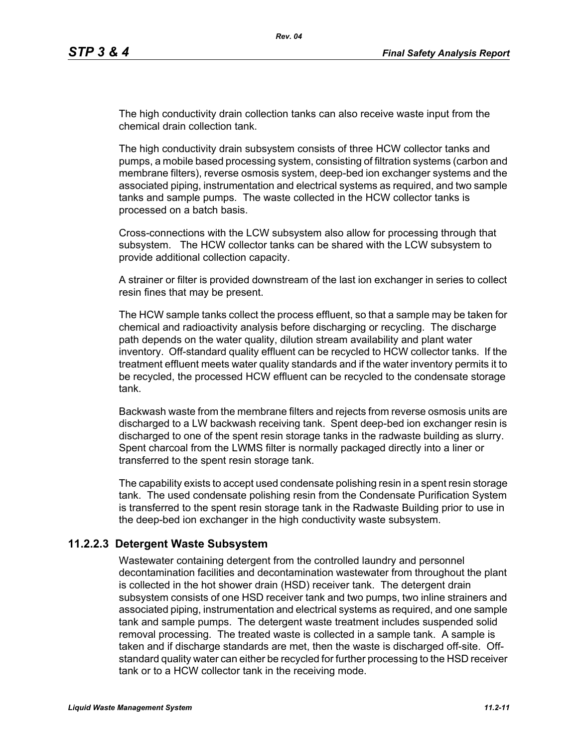The high conductivity drain collection tanks can also receive waste input from the chemical drain collection tank.

The high conductivity drain subsystem consists of three HCW collector tanks and pumps, a mobile based processing system, consisting of filtration systems (carbon and membrane filters), reverse osmosis system, deep-bed ion exchanger systems and the associated piping, instrumentation and electrical systems as required, and two sample tanks and sample pumps. The waste collected in the HCW collector tanks is processed on a batch basis.

Cross-connections with the LCW subsystem also allow for processing through that subsystem. The HCW collector tanks can be shared with the LCW subsystem to provide additional collection capacity.

A strainer or filter is provided downstream of the last ion exchanger in series to collect resin fines that may be present.

The HCW sample tanks collect the process effluent, so that a sample may be taken for chemical and radioactivity analysis before discharging or recycling. The discharge path depends on the water quality, dilution stream availability and plant water inventory. Off-standard quality effluent can be recycled to HCW collector tanks. If the treatment effluent meets water quality standards and if the water inventory permits it to be recycled, the processed HCW effluent can be recycled to the condensate storage tank.

Backwash waste from the membrane filters and rejects from reverse osmosis units are discharged to a LW backwash receiving tank. Spent deep-bed ion exchanger resin is discharged to one of the spent resin storage tanks in the radwaste building as slurry. Spent charcoal from the LWMS filter is normally packaged directly into a liner or transferred to the spent resin storage tank.

The capability exists to accept used condensate polishing resin in a spent resin storage tank. The used condensate polishing resin from the Condensate Purification System is transferred to the spent resin storage tank in the Radwaste Building prior to use in the deep-bed ion exchanger in the high conductivity waste subsystem.

### 11.2.2.3 Detergent Waste Subsystem

Wastewater containing detergent from the controlled laundry and personnel decontamination facilities and decontamination wastewater from throughout the plant is collected in the hot shower drain (HSD) receiver tank. The detergent drain subsystem consists of one HSD receiver tank and two pumps, two inline strainers and associated piping, instrumentation and electrical systems as required, and one sample tank and sample pumps. The detergent waste treatment includes suspended solid removal processing. The treated waste is collected in a sample tank. A sample is taken and if discharge standards are met, then the waste is discharged off-site. Off-standard quality water can either be recycled for further processing to the HSD receiver tank or to a HCW collector tank in the receiving mode.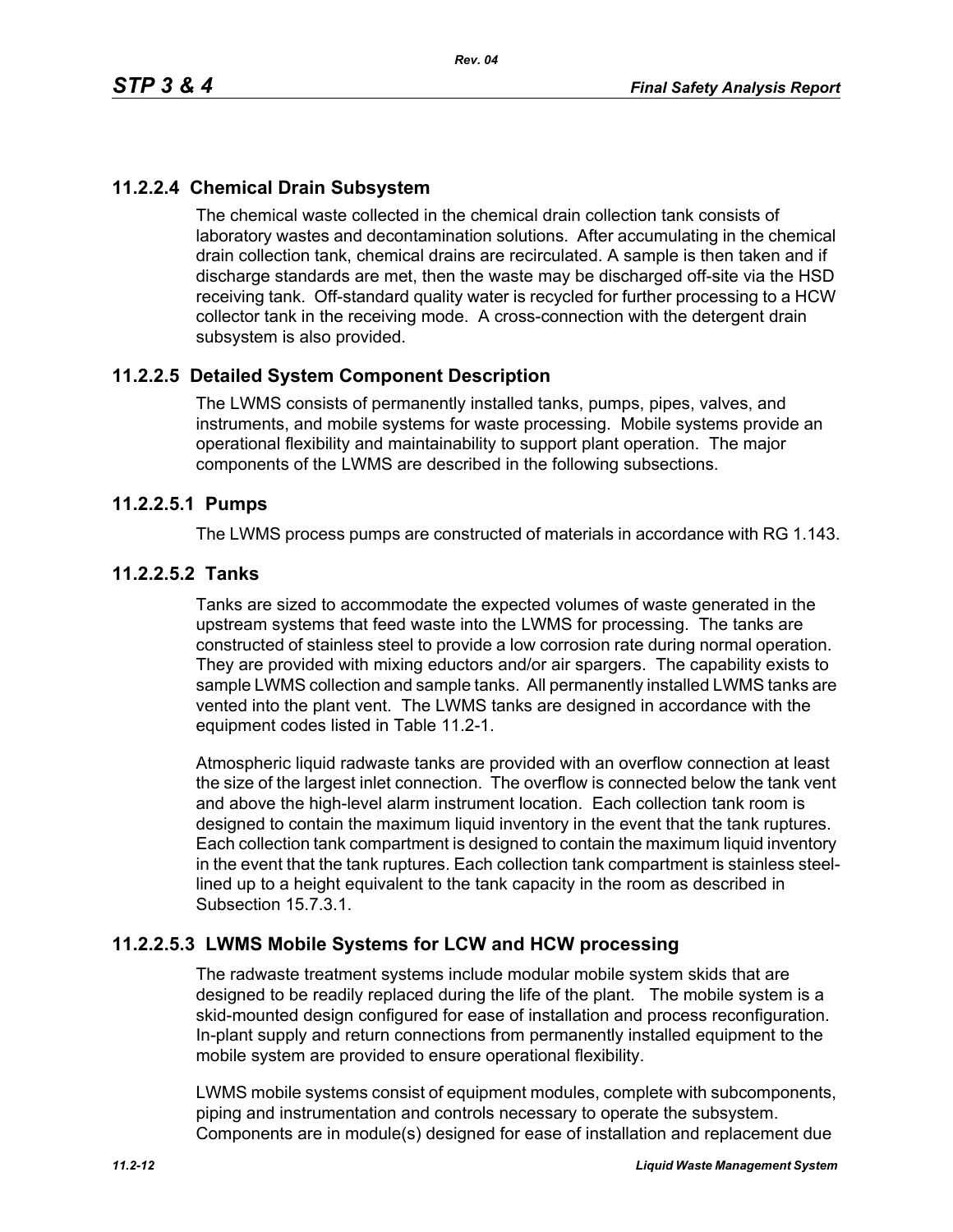### 11.2.2.4 Chemical Drain Subsystem

The chemical waste collected in the chemical drain collection tank consists of laboratory wastes and decontamination solutions. After accumulating in the chemical drain collection tank, chemical drains are recirculated. A sample is then taken and if discharge standards are met, then the waste may be discharged off-site via the HSD receiving tank. Off-standard quality water is recycled for further processing to a HCW collector tank in the receiving mode. A cross-connection with the detergent drain subsystem is also provided.

### 11.2.2.5 Detailed System Component Description

The LWMS consists of permanently installed tanks, pumps, pipes, valves, and instruments, and mobile systems for waste processing. Mobile systems provide an operational flexibility and maintainability to support plant operation. The major components of the LWMS are described in the following subsections.

#### 11.2.2.5.1 Pumps

The LWMS process pumps are constructed of materials in accordance with RG 1.143.

#### 11.2.2.5.2 Tanks

Tanks are sized to accommodate the expected volumes of waste generated in the upstream systems that feed waste into the LWMS for processing. The tanks are constructed of stainless steel to provide a low corrosion rate during normal operation. They are provided with mixing eductors and/or air spargers. The capability exists to sample LWMS collection and sample tanks. All permanently installed LWMS tanks are vented into the plant vent. The LWMS tanks are designed in accordance with the equipment codes listed in Table 11.2-1.

Atmospheric liquid radwaste tanks are provided with an overflow connection at least the size of the largest inlet connection. The overflow is connected below the tank vent and above the high-level alarm instrument location. Each collection tank room is designed to contain the maximum liquid inventory in the event that the tank ruptures. Each collection tank compartment is designed to contain the maximum liquid inventory in the event that the tank ruptures. Each collection tank compartment is stainless steel-lined up to a height equivalent to the tank capacity in the room as described in Subsection 15.7.3.1.

#### 11.2.2.5.3 LWMS Mobile Systems for LCW and HCW processing

The radwaste treatment systems include modular mobile system skids that are designed to be readily replaced during the life of the plant. The mobile system is a skid-mounted design configured for ease of installation and process reconfiguration. In-plant supply and return connections from permanently installed equipment to the mobile system are provided to ensure operational flexibility.

LWMS mobile systems consist of equipment modules, complete with subcomponents, piping and instrumentation and controls necessary to operate the subsystem. Components are in module(s) designed for ease of installation and replacement due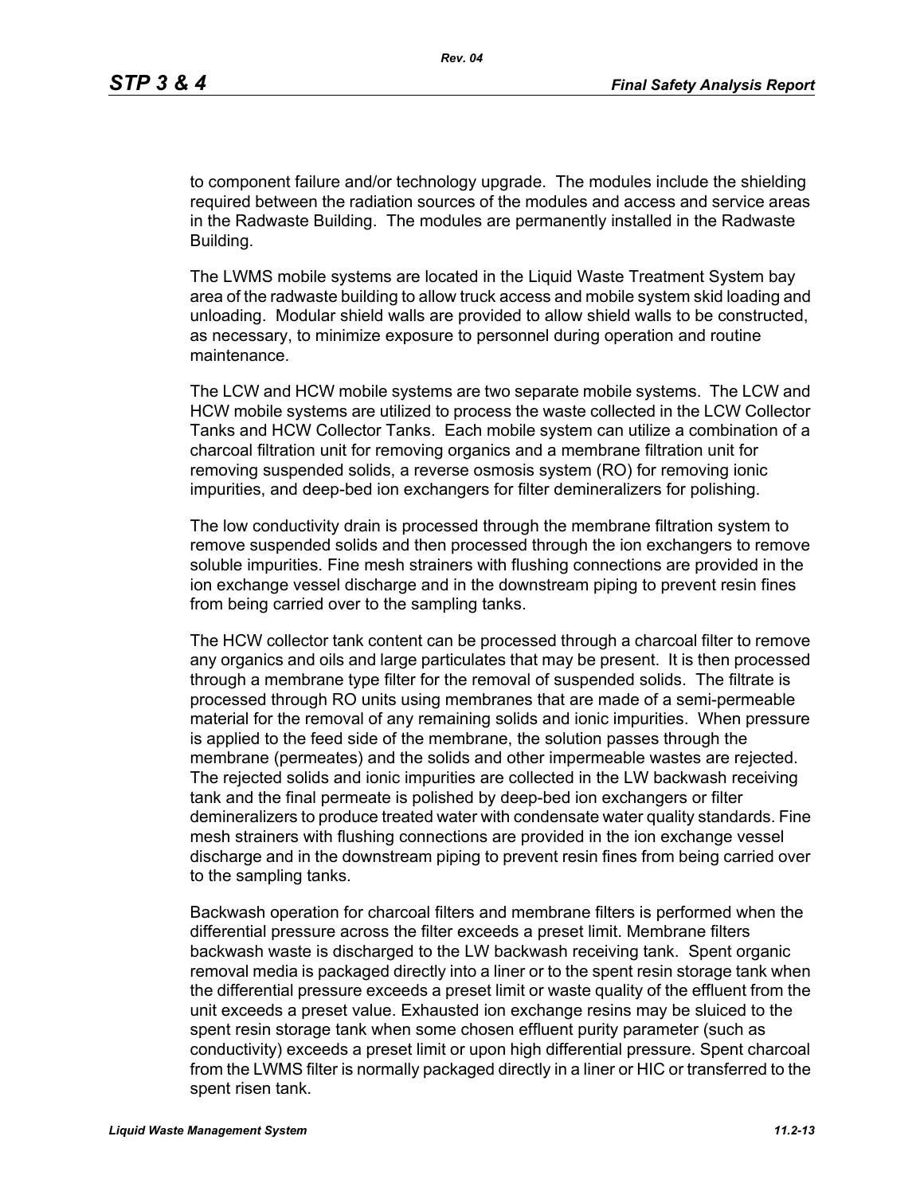to component failure and/or technology upgrade. The modules include the shielding required between the radiation sources of the modules and access and service areas in the Radwaste Building. The modules are permanently installed in the Radwaste Building.

The LWMS mobile systems are located in the Liquid Waste Treatment System bay area of the radwaste building to allow truck access and mobile system skid loading and unloading. Modular shield walls are provided to allow shield walls to be constructed, as necessary, to minimize exposure to personnel during operation and routine maintenance.

The LCW and HCW mobile systems are two separate mobile systems. The LCW and HCW mobile systems are utilized to process the waste collected in the LCW Collector Tanks and HCW Collector Tanks. Each mobile system can utilize a combination of a charcoal filtration unit for removing organics and a membrane filtration unit for removing suspended solids, a reverse osmosis system (RO) for removing ionic impurities, and deep-bed ion exchangers for filter demineralizers for polishing.

The low conductivity drain is processed through the membrane filtration system to remove suspended solids and then processed through the ion exchangers to remove soluble impurities. Fine mesh strainers with flushing connections are provided in the ion exchange vessel discharge and in the downstream piping to prevent resin fines from being carried over to the sampling tanks.

The HCW collector tank content can be processed through a charcoal filter to remove any organics and oils and large particulates that may be present. It is then processed through a membrane type filter for the removal of suspended solids. The filtrate is processed through RO units using membranes that are made of a semi-permeable material for the removal of any remaining solids and ionic impurities. When pressure is applied to the feed side of the membrane, the solution passes through the membrane (permeates) and the solids and other impermeable wastes are rejected. The rejected solids and ionic impurities are collected in the LW backwash receiving tank and the final permeate is polished by deep-bed ion exchangers or filter demineralizers to produce treated water with condensate water quality standards. Fine mesh strainers with flushing connections are provided in the ion exchange vessel discharge and in the downstream piping to prevent resin fines from being carried over to the sampling tanks.

Backwash operation for charcoal filters and membrane filters is performed when the differential pressure across the filter exceeds a preset limit. Membrane filters backwash waste is discharged to the LW backwash receiving tank. Spent organic removal media is packaged directly into a liner or to the spent resin storage tank when the differential pressure exceeds a preset limit or waste quality of the effluent from the unit exceeds a preset value. Exhausted ion exchange resins may be sluiced to the spent resin storage tank when some chosen effluent purity parameter (such as conductivity) exceeds a preset limit or upon high differential pressure. Spent charcoal from the LWMS filter is normally packaged directly in a liner or HIC or transferred to the spent risen tank.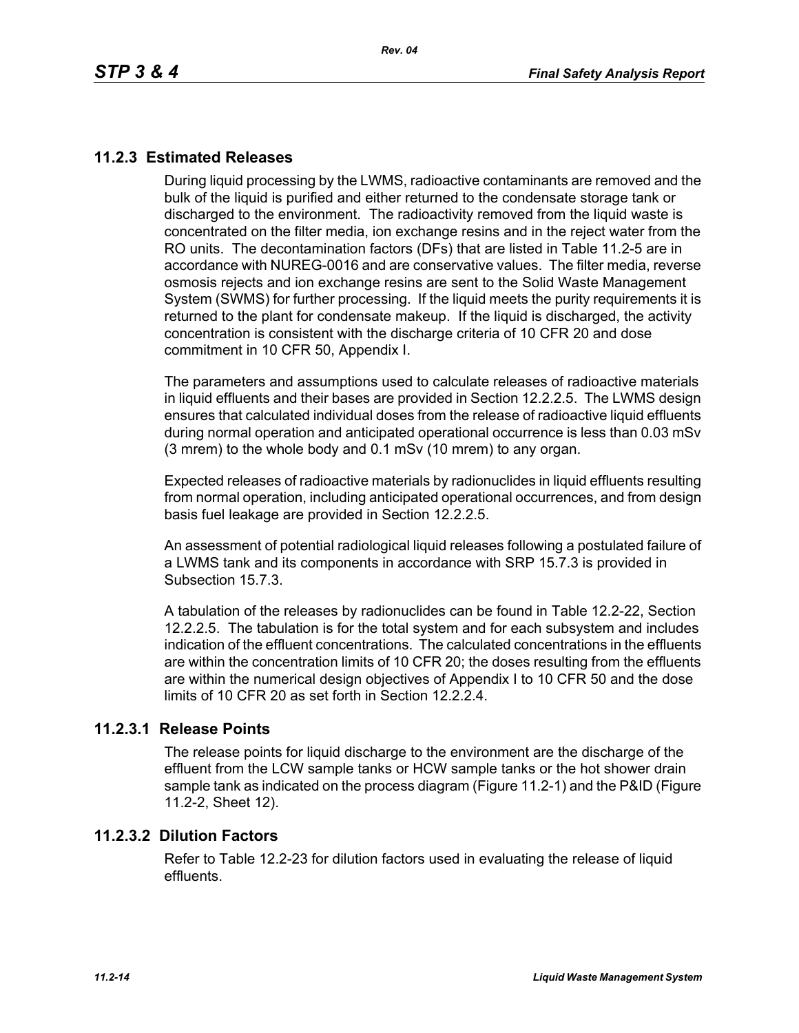## 11.2.3 Estimated Releases

During liquid processing by the LWMS, radioactive contaminants are removed and the bulk of the liquid is purified and either returned to the condensate storage tank or discharged to the environment. The radioactivity removed from the liquid waste is concentrated on the filter media, ion exchange resins and in the reject water from the RO units. The decontamination factors (DFs) that are listed in Table 11.2-5 are in accordance with NUREG-0016 and are conservative values. The filter media, reverse osmosis rejects and ion exchange resins are sent to the Solid Waste Management System (SWMS) for further processing. If the liquid meets the purity requirements it is returned to the plant for condensate makeup. If the liquid is discharged, the activity concentration is consistent with the discharge criteria of 10 CFR 20 and dose commitment in 10 CFR 50, Appendix I.

The parameters and assumptions used to calculate releases of radioactive materials in liquid effluents and their bases are provided in Section 12.2.2.5. The LWMS design ensures that calculated individual doses from the release of radioactive liquid effluents during normal operation and anticipated operational occurrence is less than 0.03 mSv (3 mrem) to the whole body and 0.1 mSv (10 mrem) to any organ.

Expected releases of radioactive materials by radionuclides in liquid effluents resulting from normal operation, including anticipated operational occurrences, and from design basis fuel leakage are provided in Section 12.2.2.5.

An assessment of potential radiological liquid releases following a postulated failure of a LWMS tank and its components in accordance with SRP 15.7.3 is provided in Subsection 15.7.3.

A tabulation of the releases by radionuclides can be found in Table 12.2-22, Section 12.2.2.5. The tabulation is for the total system and for each subsystem and includes indication of the effluent concentrations. The calculated concentrations in the effluents are within the concentration limits of 10 CFR 20; the doses resulting from the effluents are within the numerical design objectives of Appendix I to 10 CFR 50 and the dose limits of 10 CFR 20 as set forth in Section 12.2.2.4.

### 11.2.3.1 Release Points

The release points for liquid discharge to the environment are the discharge of the effluent from the LCW sample tanks or HCW sample tanks or the hot shower drain sample tank as indicated on the process diagram (Figure 11.2-1) and the P&ID (Figure 11.2-2, Sheet 12).

### 11.2.3.2 Dilution Factors

Refer to Table 12.2-23 for dilution factors used in evaluating the release of liquid effluents.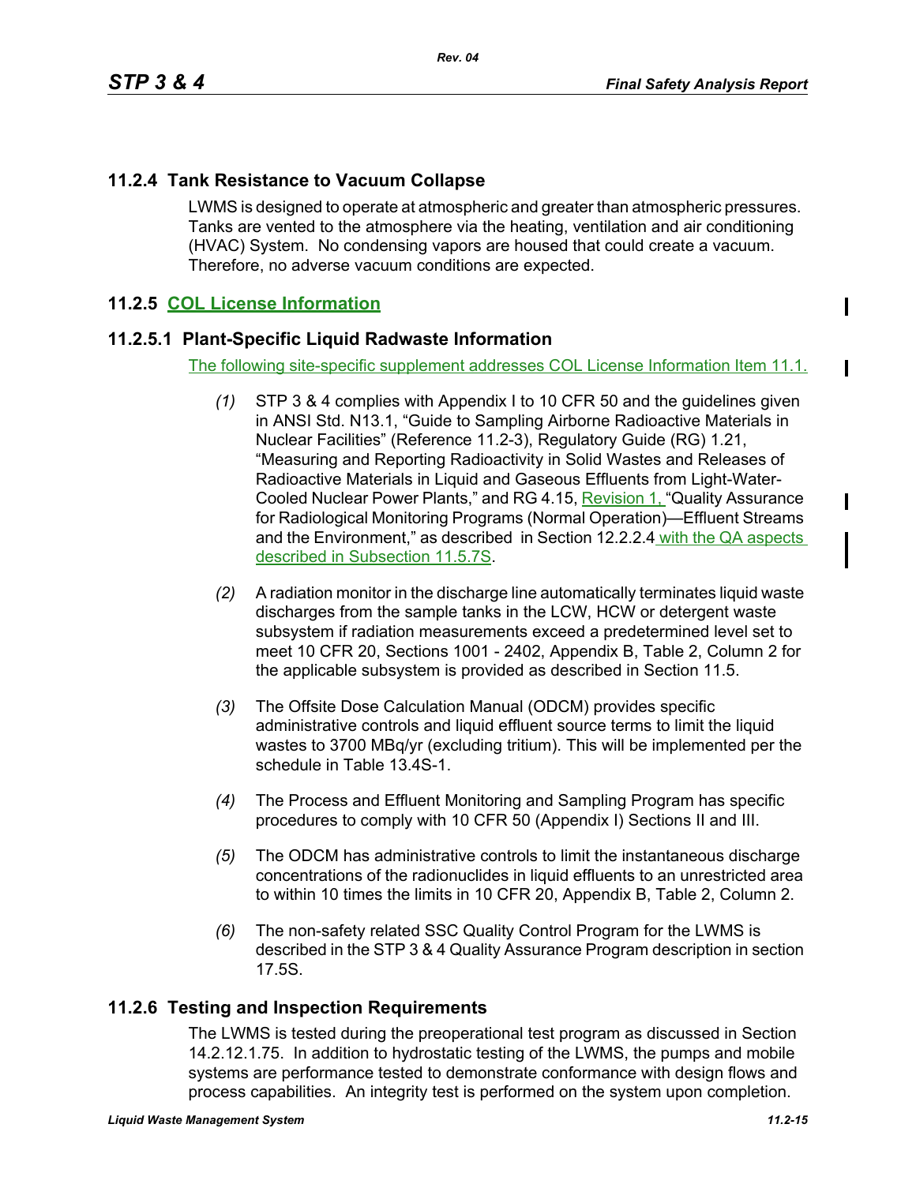## 11.2.4 Tank Resistance to Vacuum Collapse

LWMS is designed to operate at atmospheric and greater than atmospheric pressures. Tanks are vented to the atmosphere via the heating, ventilation and air conditioning (HVAC) System. No condensing vapors are housed that could create a vacuum. Therefore, no adverse vacuum conditions are expected.

## 11.2.5 COL License Information

### 11.2.5.1 Plant-Specific Liquid Radwaste Information

The following site-specific supplement addresses COL License Information Item 11.1.

*(1)* STP 3 & 4 complies with Appendix I to 10 CFR 50 and the guidelines given in ANSI Std. N13.1, "Guide to Sampling Airborne Radioactive Materials in Nuclear Facilities" (Reference 11.2-3), Regulatory Guide (RG) 1.21, "Measuring and Reporting Radioactivity in Solid Wastes and Releases of Radioactive Materials in Liquid and Gaseous Effluents from Light-Water-Cooled Nuclear Power Plants," and RG 4.15, Revision 1, "Quality Assurance for Radiological Monitoring Programs (Normal Operation)—Effluent Streams and the Environment," as described in Section 12.2.2.4 with the QA aspects described in Subsection 11.5.7S.

*(2)* A radiation monitor in the discharge line automatically terminates liquid waste discharges from the sample tanks in the LCW, HCW or detergent waste subsystem if radiation measurements exceed a predetermined level set to meet 10 CFR 20, Sections 1001 - 2402, Appendix B, Table 2, Column 2 for the applicable subsystem is provided as described in Section 11.5.

*(3)* The Offsite Dose Calculation Manual (ODCM) provides specific administrative controls and liquid effluent source terms to limit the liquid wastes to 3700 MBq/yr (excluding tritium). This will be implemented per the schedule in Table 13.4S-1.

*(4)* The Process and Effluent Monitoring and Sampling Program has specific procedures to comply with 10 CFR 50 (Appendix I) Sections II and III.

*(5)* The ODCM has administrative controls to limit the instantaneous discharge concentrations of the radionuclides in liquid effluents to an unrestricted area to within 10 times the limits in 10 CFR 20, Appendix B, Table 2, Column 2.

*(6)* The non-safety related SSC Quality Control Program for the LWMS is described in the STP 3 & 4 Quality Assurance Program description in section 17.5S.

## 11.2.6 Testing and Inspection Requirements

The LWMS is tested during the preoperational test program as discussed in Section 14.2.12.1.75. In addition to hydrostatic testing of the LWMS, the pumps and mobile systems are performance tested to demonstrate conformance with design flows and process capabilities. An integrity test is performed on the system upon completion.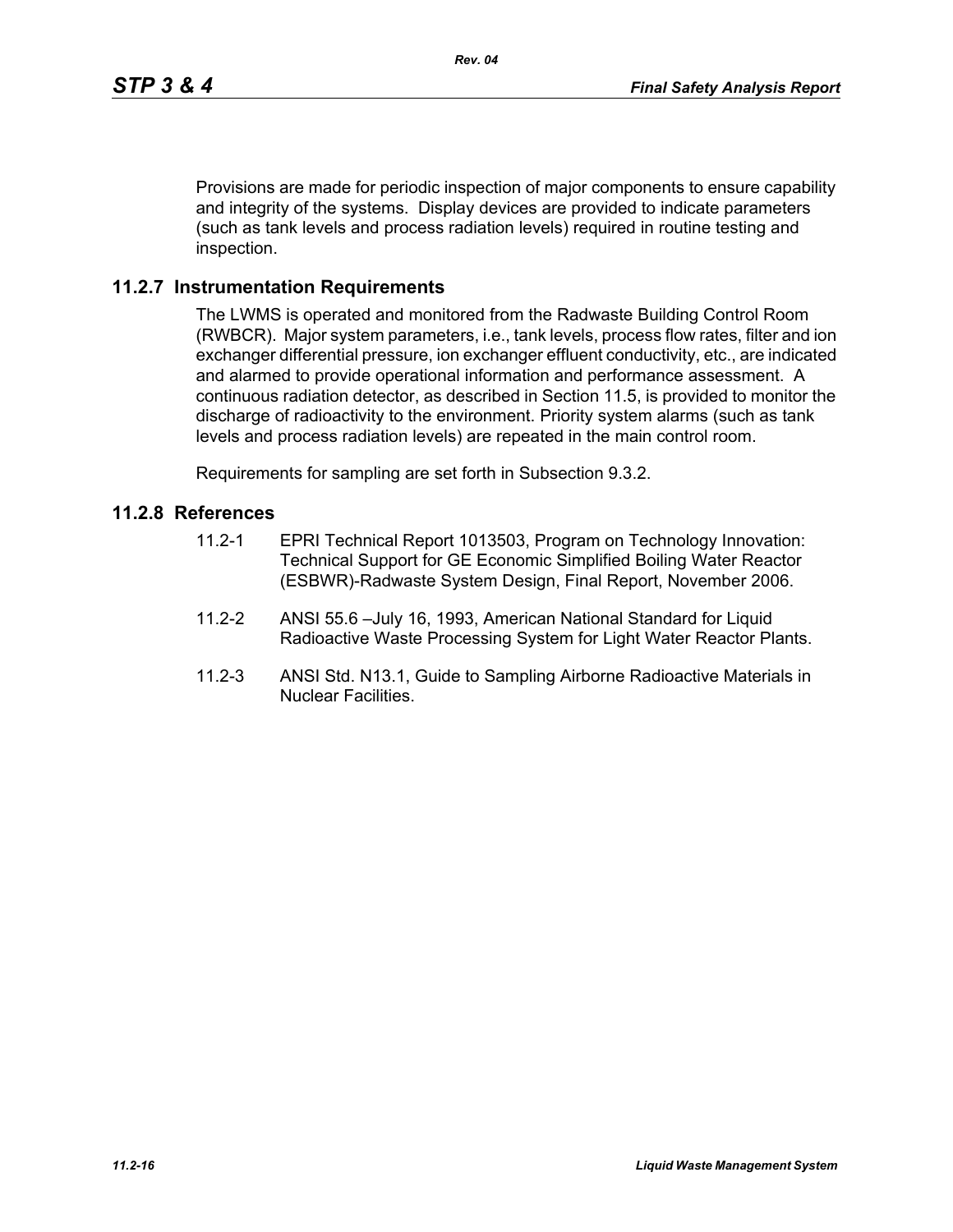Provisions are made for periodic inspection of major components to ensure capability and integrity of the systems. Display devices are provided to indicate parameters (such as tank levels and process radiation levels) required in routine testing and inspection.

## 11.2.7 Instrumentation Requirements

The LWMS is operated and monitored from the Radwaste Building Control Room (RWBCR). Major system parameters, i.e., tank levels, process flow rates, filter and ion exchanger differential pressure, ion exchanger effluent conductivity, etc., are indicated and alarmed to provide operational information and performance assessment. A continuous radiation detector, as described in Section 11.5, is provided to monitor the discharge of radioactivity to the environment. Priority system alarms (such as tank levels and process radiation levels) are repeated in the main control room.

Requirements for sampling are set forth in Subsection 9.3.2.

## 11.2.8 References

11.2-1 EPRI Technical Report 1013503, Program on Technology Innovation: Technical Support for GE Economic Simplified Boiling Water Reactor (ESBWR)-Radwaste System Design, Final Report, November 2006.

11.2-2 ANSI 55.6 –July 16, 1993, American National Standard for Liquid Radioactive Waste Processing System for Light Water Reactor Plants.

11.2-3 ANSI Std. N13.1, Guide to Sampling Airborne Radioactive Materials in Nuclear Facilities.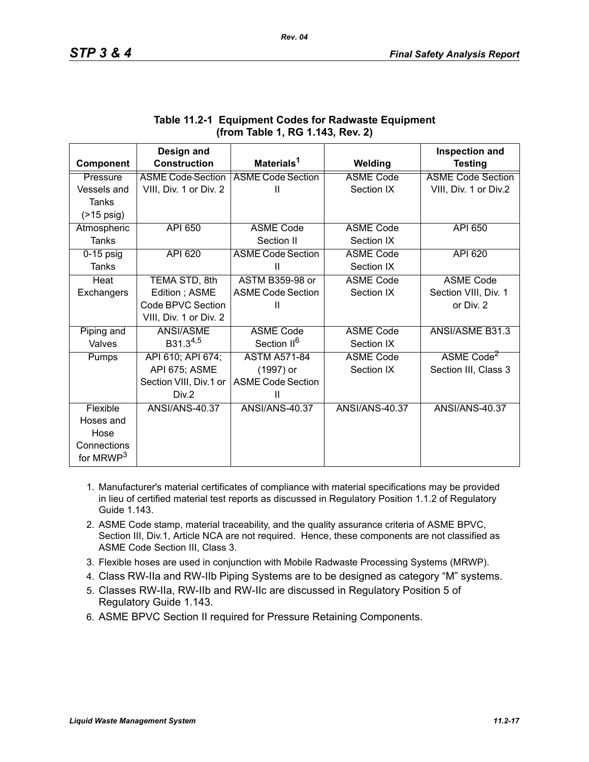**Table 11.2-1 Equipment Codes for Radwaste Equipment (from Table 1, RG 1.143, Rev. 2)**

| Component | Design and Construction | Materials[1] | Welding | Inspection and Testing |
|---|---|---|---|---|
| Pressure Vessels and Tanks (>15 psig) | ASME Code Section VIII, Div. 1 or Div. 2 | ASME Code Section II | ASME Code Section IX | ASME Code Section VIII, Div. 1 or Div.2 |
| Atmospheric Tanks | API 650 | ASME Code Section II | ASME Code Section IX | API 650 |
| 0-15 psig Tanks | API 620 | ASME Code Section II | ASME Code Section IX | API 620 |
| Heat Exchangers | TEMA STD, 8th Edition ; ASME Code BPVC Section VIII, Div. 1 or Div. 2 | ASTM B359-98 or ASME Code Section II | ASME Code Section IX | ASME Code Section VIII, Div. 1 or Div. 2 |
| Piping and Valves | ANSI/ASME B31.3[4,5] | ASME Code Section II[6] | ASME Code Section IX | ANSI/ASME B31.3 |
| Pumps | API 610; API 674; API 675; ASME Section VIII, Div.1 or Div.2 | ASTM A571-84 (1997) or ASME Code Section II | ASME Code Section IX | ASME Code[2] Section III, Class 3 |
| Flexible Hoses and Hose Connections for MRWP[3] | ANSI/ANS-40.37 | ANSI/ANS-40.37 | ANSI/ANS-40.37 | ANSI/ANS-40.37 |

1. Manufacturer's material certificates of compliance with material specifications may be provided in lieu of certified material test reports as discussed in Regulatory Position 1.1.2 of Regulatory Guide 1.143.
2. ASME Code stamp, material traceability, and the quality assurance criteria of ASME BPVC, Section III, Div.1, Article NCA are not required. Hence, these components are not classified as ASME Code Section III, Class 3.
3. Flexible hoses are used in conjunction with Mobile Radwaste Processing Systems (MRWP).
4. Class RW-IIa and RW-IIb Piping Systems are to be designed as category “M” systems.
5. Classes RW-IIa, RW-IIb and RW-IIc are discussed in Regulatory Position 5 of Regulatory Guide 1.143.
6. ASME BPVC Section II required for Pressure Retaining Components.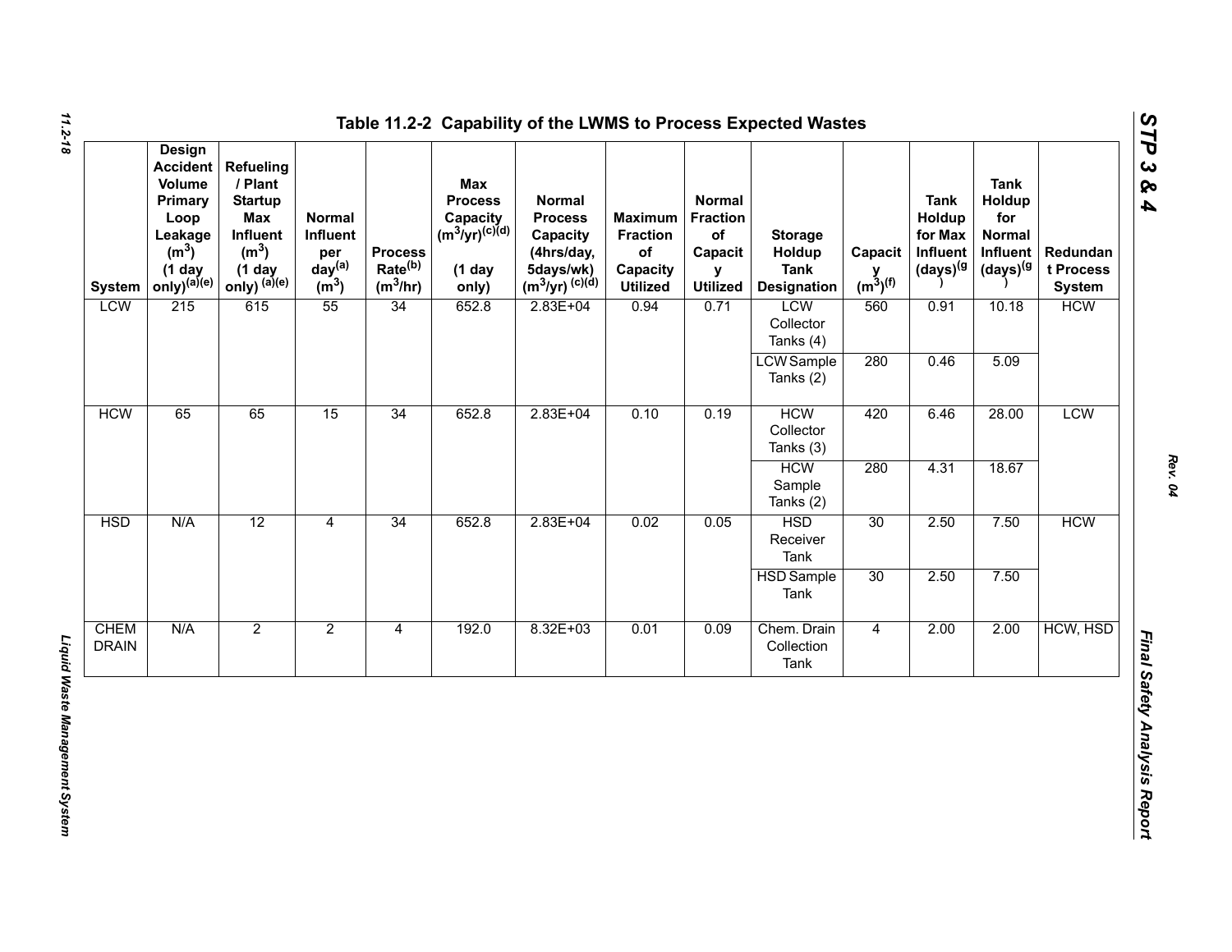## Table 11.2-2 Capability of the LWMS to Process Expected Wastes

| System | Design Accident Volume Primary Loop Leakage ($m^3$) (1 day only)[(a)(e)] | Refueling / Plant Startup Max Influent ($m^3$) (1 day only) [(a)(e)] | Normal Influent per day[(a)] ($m^3$) | Process Rate[(b)] ($m^3$/hr) | Max Process Capacity ($m^3$/yr)[(c)(d)] (1 day only) | Normal Process Capacity (4hrs/day, 5days/wk) ($m^3$/yr) [(c)(d)] | Maximum Fraction of Capacity Utilized | Normal Fraction of Capacity Utilized | Storage Holdup Tank Designation | Capacity ($m^3$)[(f)] | Tank Holdup for Max Influent (days)[(g)] | Tank Holdup for Normal Influent (days)[(g)] | Redundant Process System |
|---|---|---|---|---|---|---|---|---|---|---|---|---|---|
| LCW | 215 | 615 | 55 | 34 | 652.8 | 2.83E+04 | 0.94 | 0.71 | LCW Collector Tanks (4) | 560 | 0.91 | 10.18 | HCW |
| | | | | | | | | | LCW Sample Tanks (2) | 280 | 0.46 | 5.09 | |
| HCW | 65 | 65 | 15 | 34 | 652.8 | 2.83E+04 | 0.10 | 0.19 | HCW Collector Tanks (3) | 420 | 6.46 | 28.00 | LCW |
| | | | | | | | | | HCW Sample Tanks (2) | 280 | 4.31 | 18.67 | |
| HSD | N/A | 12 | 4 | 34 | 652.8 | 2.83E+04 | 0.02 | 0.05 | HSD Receiver Tank | 30 | 2.50 | 7.50 | HCW |
| | | | | | | | | | HSD Sample Tank | 30 | 2.50 | 7.50 | |
| CHEM DRAIN | N/A | 2 | 2 | 4 | 192.0 | 8.32E+03 | 0.01 | 0.09 | Chem. Drain Collection Tank | 4 | 2.00 | 2.00 | HCW, HSD |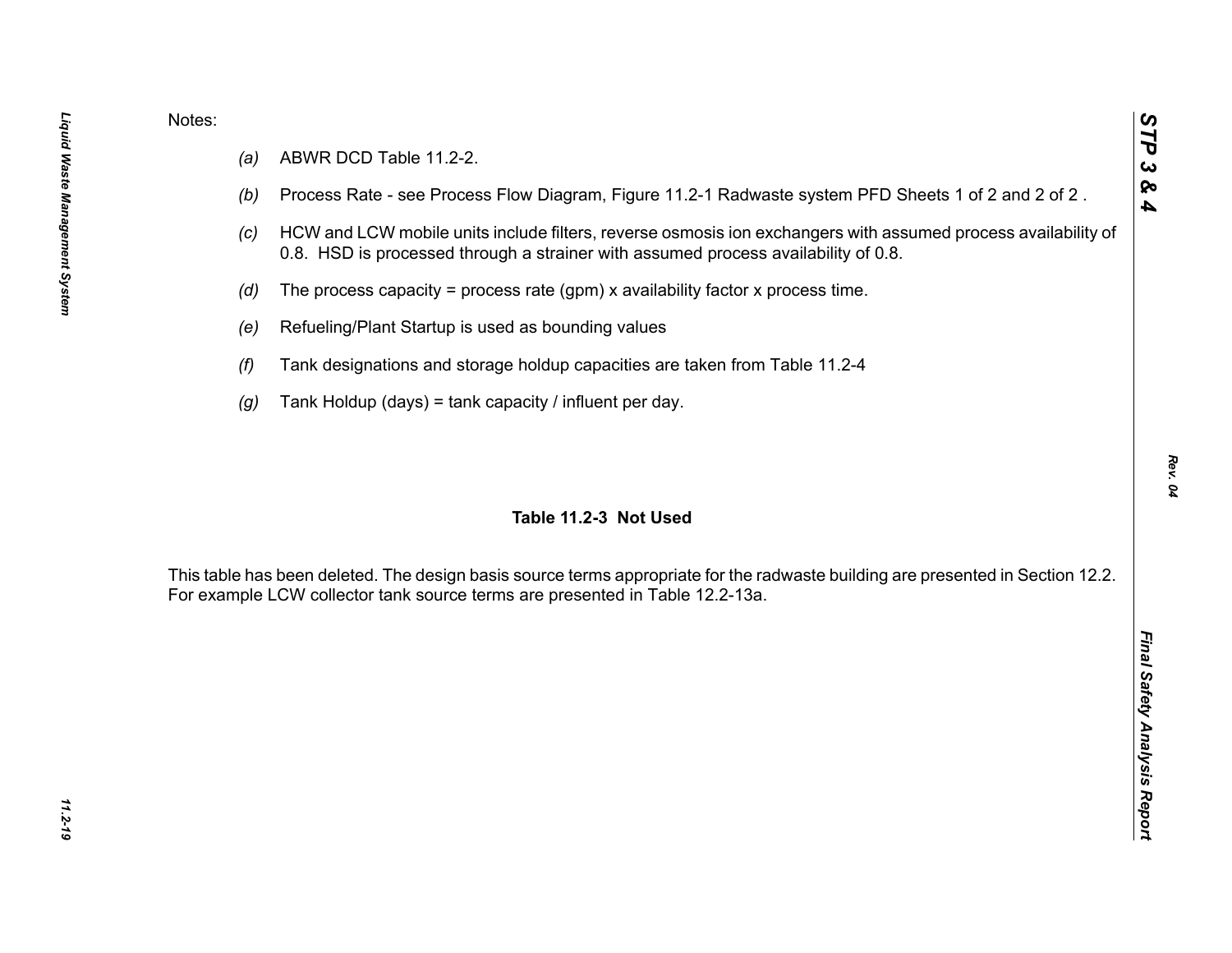Notes:

- *(a)* ABWR DCD Table 11.2-2.
- *(b)* Process Rate - see Process Flow Diagram, Figure 11.2-1 Radwaste system PFD Sheets 1 of 2 and 2 of 2 .
- *(c)* HCW and LCW mobile units include filters, reverse osmosis ion exchangers with assumed process availability of 0.8. HSD is processed through a strainer with assumed process availability of 0.8.
- *(d)* The process capacity = process rate (gpm) x availability factor x process time.
- *(e)* Refueling/Plant Startup is used as bounding values
- *(f)* Tank designations and storage holdup capacities are taken from Table 11.2-4
- *(g)* Tank Holdup (days) = tank capacity / influent per day.

**Table 11.2-3 Not Used**

This table has been deleted. The design basis source terms appropriate for the radwaste building are presented in Section 12.2. For example LCW collector tank source terms are presented in Table 12.2-13a.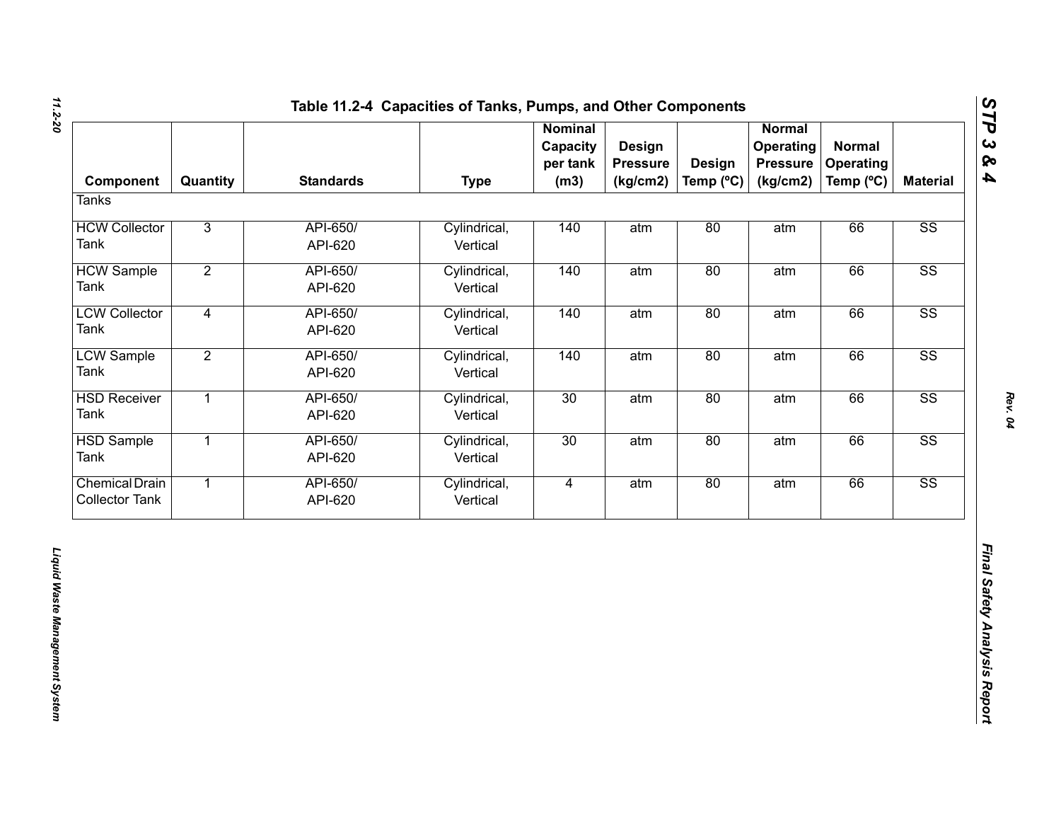## Table 11.2-4 Capacities of Tanks, Pumps, and Other Components

| Component | Quantity | Standards | Type | Nominal Capacity per tank (m3) | Design Pressure (kg/cm2) | Design Temp (ºC) | Normal Operating Pressure (kg/cm2) | Normal Operating Temp (ºC) | Material |
|---|---|---|---|---|---|---|---|---|---|
| Tanks | | | | | | | | | |
| HCW Collector Tank | 3 | API-650/ API-620 | Cylindrical, Vertical | 140 | atm | 80 | atm | 66 | SS |
| HCW Sample Tank | 2 | API-650/ API-620 | Cylindrical, Vertical | 140 | atm | 80 | atm | 66 | SS |
| LCW Collector Tank | 4 | API-650/ API-620 | Cylindrical, Vertical | 140 | atm | 80 | atm | 66 | SS |
| LCW Sample Tank | 2 | API-650/ API-620 | Cylindrical, Vertical | 140 | atm | 80 | atm | 66 | SS |
| HSD Receiver Tank | 1 | API-650/ API-620 | Cylindrical, Vertical | 30 | atm | 80 | atm | 66 | SS |
| HSD Sample Tank | 1 | API-650/ API-620 | Cylindrical, Vertical | 30 | atm | 80 | atm | 66 | SS |
| Chemical Drain Collector Tank | 1 | API-650/ API-620 | Cylindrical, Vertical | 4 | atm | 80 | atm | 66 | SS |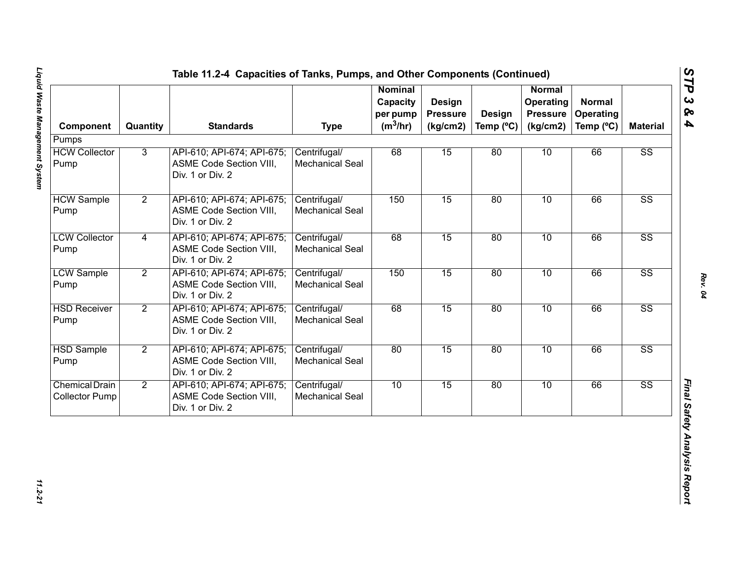## Table 11.2-4 Capacities of Tanks, Pumps, and Other Components (Continued)

| Component | Quantity | Standards | Type | Nominal Capacity per pump ($m^3$/hr) | Design Pressure (kg/cm2) | Design Temp (ºC) | Normal Operating Pressure (kg/cm2) | Normal Operating Temp (ºC) | Material |
|---|---|---|---|---|---|---|---|---|---|
| Pumps | | | | | | | | | |
| HCW Collector Pump | 3 | API-610; API-674; API-675; ASME Code Section VIII, Div. 1 or Div. 2 | Centrifugal/ Mechanical Seal | 68 | 15 | 80 | 10 | 66 | SS |
| HCW Sample Pump | 2 | API-610; API-674; API-675; ASME Code Section VIII, Div. 1 or Div. 2 | Centrifugal/ Mechanical Seal | 150 | 15 | 80 | 10 | 66 | SS |
| LCW Collector Pump | 4 | API-610; API-674; API-675; ASME Code Section VIII, Div. 1 or Div. 2 | Centrifugal/ Mechanical Seal | 68 | 15 | 80 | 10 | 66 | SS |
| LCW Sample Pump | 2 | API-610; API-674; API-675; ASME Code Section VIII, Div. 1 or Div. 2 | Centrifugal/ Mechanical Seal | 150 | 15 | 80 | 10 | 66 | SS |
| HSD Receiver Pump | 2 | API-610; API-674; API-675; ASME Code Section VIII, Div. 1 or Div. 2 | Centrifugal/ Mechanical Seal | 68 | 15 | 80 | 10 | 66 | SS |
| HSD Sample Pump | 2 | API-610; API-674; API-675; ASME Code Section VIII, Div. 1 or Div. 2 | Centrifugal/ Mechanical Seal | 80 | 15 | 80 | 10 | 66 | SS |
| Chemical Drain Collector Pump | 2 | API-610; API-674; API-675; ASME Code Section VIII, Div. 1 or Div. 2 | Centrifugal/ Mechanical Seal | 10 | 15 | 80 | 10 | 66 | SS |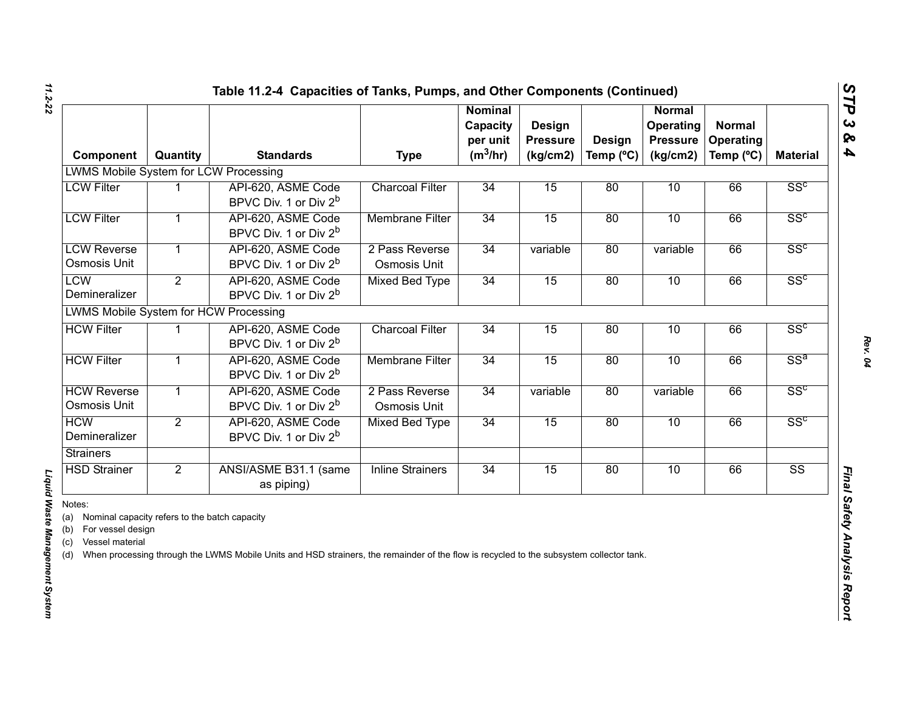## Table 11.2-4 Capacities of Tanks, Pumps, and Other Components (Continued)

| Component | Quantity | Standards | Type | Nominal Capacity per unit ($m^3$/hr) | Design Pressure (kg/cm2) | Design Temp (ºC) | Normal Operating Pressure (kg/cm2) | Normal Operating Temp (ºC) | Material |
|---|---|---|---|---|---|---|---|---|---|
| LWMS Mobile System for LCW Processing | | | | | | | | | |
| LCW Filter | 1 | API-620, ASME Code BPVC Div. 1 or Div 2[b] | Charcoal Filter | 34 | 15 | 80 | 10 | 66 | SS[c] |
| LCW Filter | 1 | API-620, ASME Code BPVC Div. 1 or Div 2[b] | Membrane Filter | 34 | 15 | 80 | 10 | 66 | SS[c] |
| LCW Reverse Osmosis Unit | 1 | API-620, ASME Code BPVC Div. 1 or Div 2[b] | 2 Pass Reverse Osmosis Unit | 34 | variable | 80 | variable | 66 | SS[c] |
| LCW Demineralizer | 2 | API-620, ASME Code BPVC Div. 1 or Div 2[b] | Mixed Bed Type | 34 | 15 | 80 | 10 | 66 | SS[c] |
| LWMS Mobile System for HCW Processing | | | | | | | | | |
| HCW Filter | 1 | API-620, ASME Code BPVC Div. 1 or Div 2[b] | Charcoal Filter | 34 | 15 | 80 | 10 | 66 | SS[c] |
| HCW Filter | 1 | API-620, ASME Code BPVC Div. 1 or Div 2[b] | Membrane Filter | 34 | 15 | 80 | 10 | 66 | SS[a] |
| HCW Reverse Osmosis Unit | 1 | API-620, ASME Code BPVC Div. 1 or Div 2[b] | 2 Pass Reverse Osmosis Unit | 34 | variable | 80 | variable | 66 | SS[c] |
| HCW Demineralizer | 2 | API-620, ASME Code BPVC Div. 1 or Div 2[b] | Mixed Bed Type | 34 | 15 | 80 | 10 | 66 | SS[c] |
| Strainers | | | | | | | | | |
| HSD Strainer | 2 | ANSI/ASME B31.1 (same as piping) | Inline Strainers | 34 | 15 | 80 | 10 | 66 | SS |

Notes:

(a) Nominal capacity refers to the batch capacity

(b) For vessel design

(c) Vessel material

(d) When processing through the LWMS Mobile Units and HSD strainers, the remainder of the flow is recycled to the subsystem collector tank.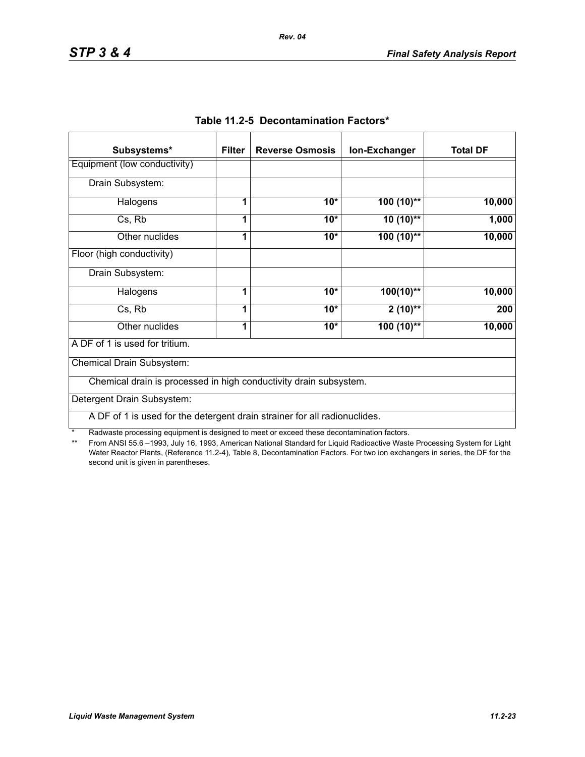## Table 11.2-5 Decontamination Factors*

| Subsystems* | Filter | Reverse Osmosis | Ion-Exchanger | Total DF |
|---|---|---|---|---|
| Equipment (low conductivity) | | | | |
| Drain Subsystem: | | | | |
| Halogens | **1** | **10*** | **100 (10)**** | **10,000** |
| Cs, Rb | **1** | **10*** | **10 (10)**** | **1,000** |
| Other nuclides | **1** | **10*** | **100 (10)**** | **10,000** |
| Floor (high conductivity) | | | | |
| Drain Subsystem: | | | | |
| Halogens | **1** | **10*** | **100(10)**** | **10,000** |
| Cs, Rb | **1** | **10*** | **2 (10)**** | **200** |
| Other nuclides | **1** | **10*** | **100 (10)**** | **10,000** |
| A DF of 1 is used for tritium. | | | | |
| Chemical Drain Subsystem: | | | | |
| Chemical drain is processed in high conductivity drain subsystem. | | | | |
| Detergent Drain Subsystem: | | | | |
| A DF of 1 is used for the detergent drain strainer for all radionuclides. | | | | |

\* Radwaste processing equipment is designed to meet or exceed these decontamination factors.

\*\* From ANSI 55.6 –1993, July 16, 1993, American National Standard for Liquid Radioactive Waste Processing System for Light Water Reactor Plants, (Reference 11.2-4), Table 8, Decontamination Factors. For two ion exchangers in series, the DF for the second unit is given in parentheses.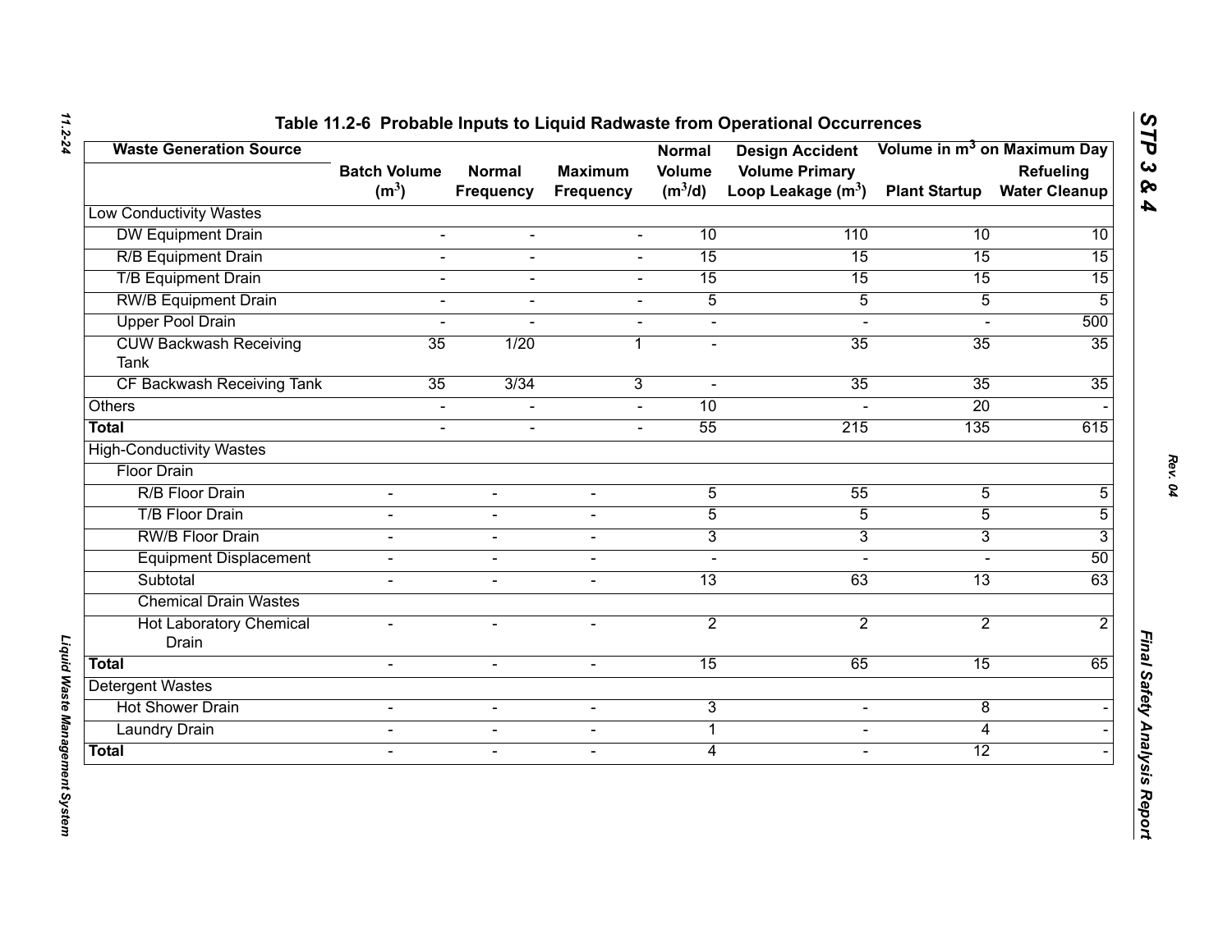# Table 11.2-6 Probable Inputs to Liquid Radwaste from Operational Occurrences

| Waste Generation Source | Batch Volume ($m^3$) | Normal Frequency | Maximum Frequency | Normal Volume ($m^3$/d) | Design Accident Volume Primary Loop Leakage ($m^3$) | Volume in $m^3$ on Maximum Day | |
|---|---|---|---|---|---|---|---|
| | | | | | | Plant Startup | Refueling Water Cleanup |
| Low Conductivity Wastes | | | | | | | |
| DW Equipment Drain | - | - | - | 10 | 110 | 10 | 10 |
| R/B Equipment Drain | - | - | - | 15 | 15 | 15 | 15 |
| T/B Equipment Drain | - | - | - | 15 | 15 | 15 | 15 |
| RW/B Equipment Drain | - | - | - | 5 | 5 | 5 | 5 |
| Upper Pool Drain | - | - | - | - | - | - | 500 |
| CUW Backwash Receiving Tank | 35 | 1/20 | 1 | - | 35 | 35 | 35 |
| CF Backwash Receiving Tank | 35 | 3/34 | 3 | - | 35 | 35 | 35 |
| Others | - | - | - | 10 | - | 20 | - |
| **Total** | - | - | - | 55 | 215 | 135 | 615 |
| High-Conductivity Wastes | | | | | | | |
| Floor Drain | | | | | | | |
| R/B Floor Drain | - | - | - | 5 | 55 | 5 | 5 |
| T/B Floor Drain | - | - | - | 5 | 5 | 5 | 5 |
| RW/B Floor Drain | - | - | - | 3 | 3 | 3 | 3 |
| Equipment Displacement | - | - | - | - | - | - | 50 |
| Subtotal | - | - | - | 13 | 63 | 13 | 63 |
| Chemical Drain Wastes | | | | | | | |
| Hot Laboratory Chemical Drain | - | - | - | 2 | 2 | 2 | 2 |
| **Total** | - | - | - | 15 | 65 | 15 | 65 |
| Detergent Wastes | | | | | | | |
| Hot Shower Drain | - | - | - | 3 | - | 8 | - |
| Laundry Drain | - | - | - | 1 | - | 4 | - |
| **Total** | - | - | - | 4 | - | 12 | - |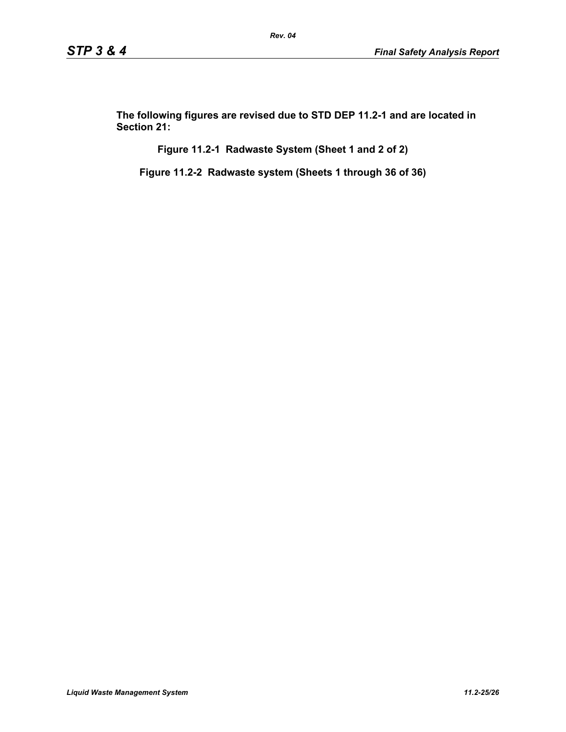**The following figures are revised due to STD DEP 11.2-1 and are located in Section 21:**

**Figure 11.2-1  Radwaste System (Sheet 1 and 2 of 2)**

**Figure 11.2-2  Radwaste system (Sheets 1 through 36 of 36)**